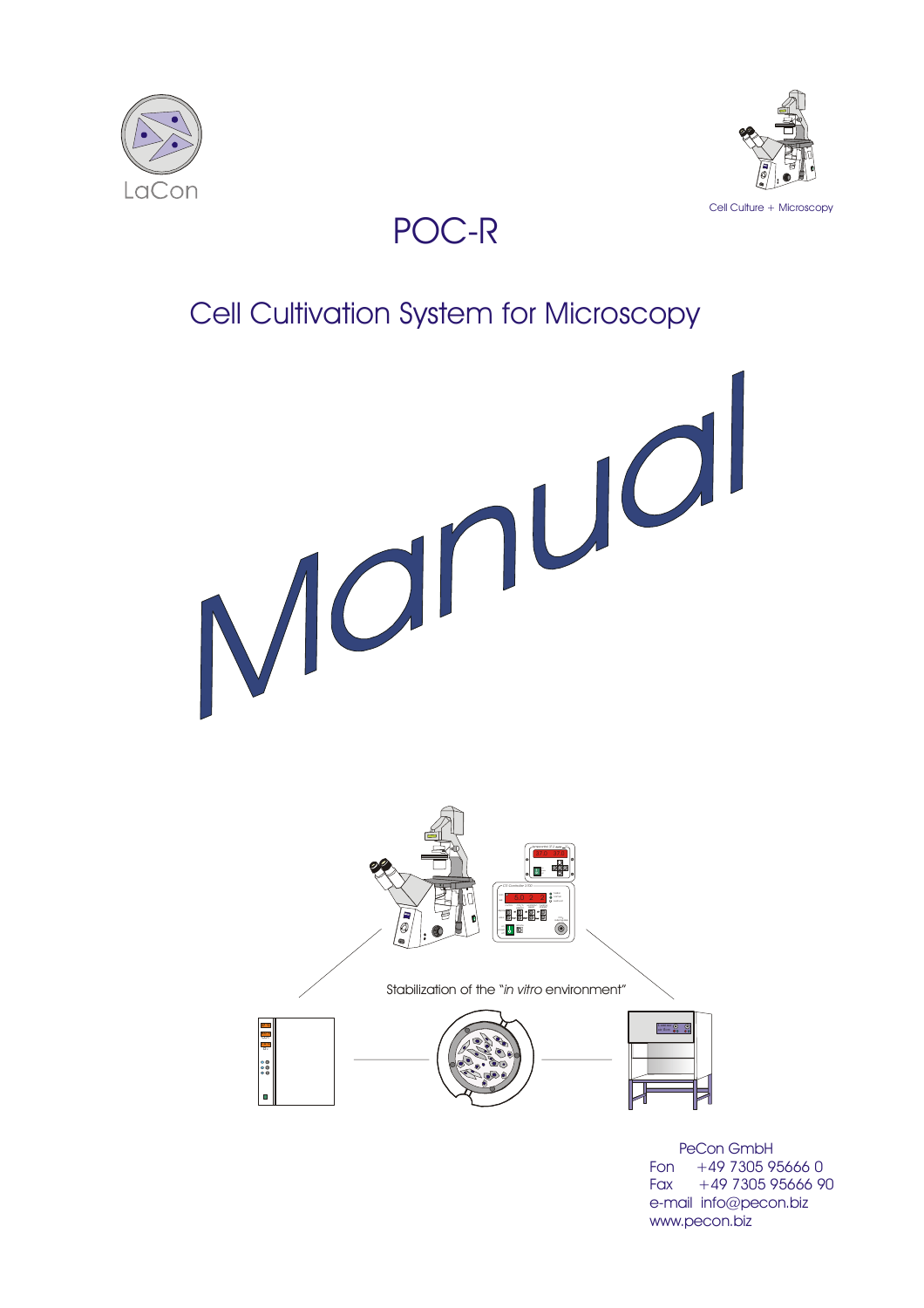LaCon

Cell Culture + Microscopy

# POC-R

## Cell Cultivation System for Microscopy

# Manual

Stabilization of the "*in vitro* environment"

PeCon GmbH
Fon +49 7305 95666 0
Fax +49 7305 95666 90
e-mail info@pecon.biz
www.pecon.biz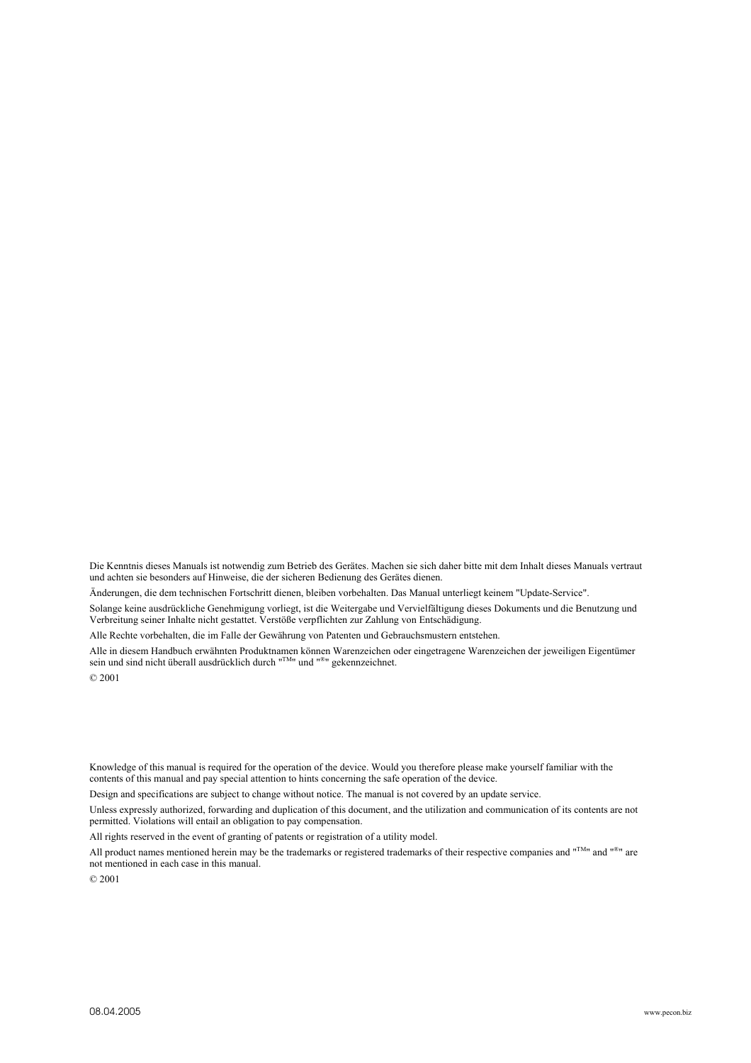Die Kenntnis dieses Manuals ist notwendig zum Betrieb des Gerätes. Machen sie sich daher bitte mit dem Inhalt dieses Manuals vertraut und achten sie besonders auf Hinweise, die der sicheren Bedienung des Gerätes dienen.

Änderungen, die dem technischen Fortschritt dienen, bleiben vorbehalten. Das Manual unterliegt keinem "Update-Service".

Solange keine ausdrückliche Genehmigung vorliegt, ist die Weitergabe und Vervielfältigung dieses Dokuments und die Benutzung und Verbreitung seiner Inhalte nicht gestattet. Verstöße verpflichten zur Zahlung von Entschädigung.

Alle Rechte vorbehalten, die im Falle der Gewährung von Patenten und Gebrauchsmustern entstehen.

Alle in diesem Handbuch erwähnten Produktnamen können Warenzeichen oder eingetragene Warenzeichen der jeweiligen Eigentümer sein und sind nicht überall ausdrücklich durch "™" und "®" gekennzeichnet.

© 2001

Knowledge of this manual is required for the operation of the device. Would you therefore please make yourself familiar with the contents of this manual and pay special attention to hints concerning the safe operation of the device.

Design and specifications are subject to change without notice. The manual is not covered by an update service.

Unless expressly authorized, forwarding and duplication of this document, and the utilization and communication of its contents are not permitted. Violations will entail an obligation to pay compensation.

All rights reserved in the event of granting of patents or registration of a utility model.

All product names mentioned herein may be the trademarks or registered trademarks of their respective companies and "™" and "®" are not mentioned in each case in this manual.

© 2001

08.04.2005

www.pecon.biz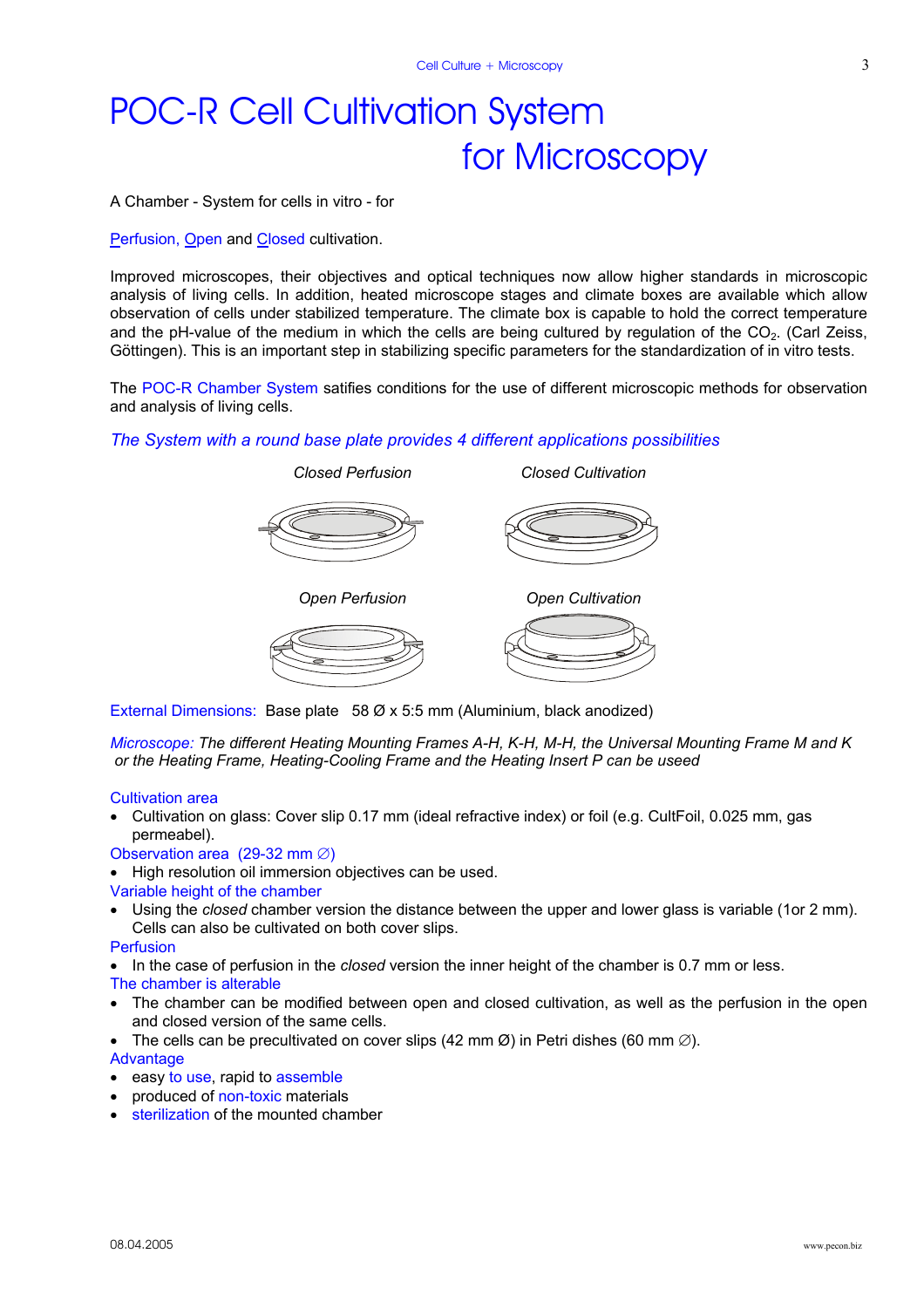# POC-R Cell Cultivation System for Microscopy

A Chamber - System for cells in vitro - for

Perfusion, Open and Closed cultivation.

Improved microscopes, their objectives and optical techniques now allow higher standards in microscopic analysis of living cells. In addition, heated microscope stages and climate boxes are available which allow observation of cells under stabilized temperature. The climate box is capable to hold the correct temperature and the pH-value of the medium in which the cells are being cultured by regulation of the $CO_2$. (Carl Zeiss, Göttingen). This is an important step in stabilizing specific parameters for the standardization of in vitro tests.

The POC-R Chamber System satifies conditions for the use of different microscopic methods for observation and analysis of living cells.

*The System with a round base plate provides 4 different applications possibilities*

*Closed Perfusion* — *Closed Cultivation*

*Open Perfusion* — *Open Cultivation*

External Dimensions: Base plate 58 Ø x 5:5 mm (Aluminium, black anodized)

*Microscope: The different Heating Mounting Frames A-H, K-H, M-H, the Universal Mounting Frame M and K or the Heating Frame, Heating-Cooling Frame and the Heating Insert P can be useed*

Cultivation area

- Cultivation on glass: Cover slip 0.17 mm (ideal refractive index) or foil (e.g. CultFoil, 0.025 mm, gas permeabel).

Observation area (29-32 mm ∅)

- High resolution oil immersion objectives can be used.

Variable height of the chamber

- Using the *closed* chamber version the distance between the upper and lower glass is variable (1or 2 mm). Cells can also be cultivated on both cover slips.

Perfusion

- In the case of perfusion in the *closed* version the inner height of the chamber is 0.7 mm or less.

The chamber is alterable

- The chamber can be modified between open and closed cultivation, as well as the perfusion in the open and closed version of the same cells.
- The cells can be precultivated on cover slips (42 mm Ø) in Petri dishes (60 mm ∅).

Advantage

- easy to use, rapid to assemble
- produced of non-toxic materials
- sterilization of the mounted chamber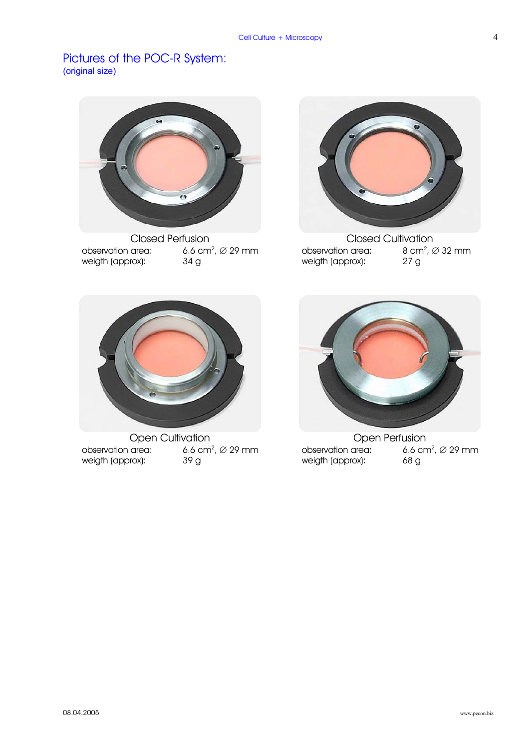## Pictures of the POC-R System:
(original size)

**Closed Perfusion**

observation area: 6.6 $cm^2$, ∅ 29 mm
weigth (approx): 34 g

**Closed Cultivation**

observation area: 8 $cm^2$, ∅ 32 mm
weigth (approx): 27 g

**Open Cultivation**

observation area: 6.6 $cm^2$, ∅ 29 mm
weigth (approx): 39 g

**Open Perfusion**

observation area: 6.6 $cm^2$, ∅ 29 mm
weigth (approx): 68 g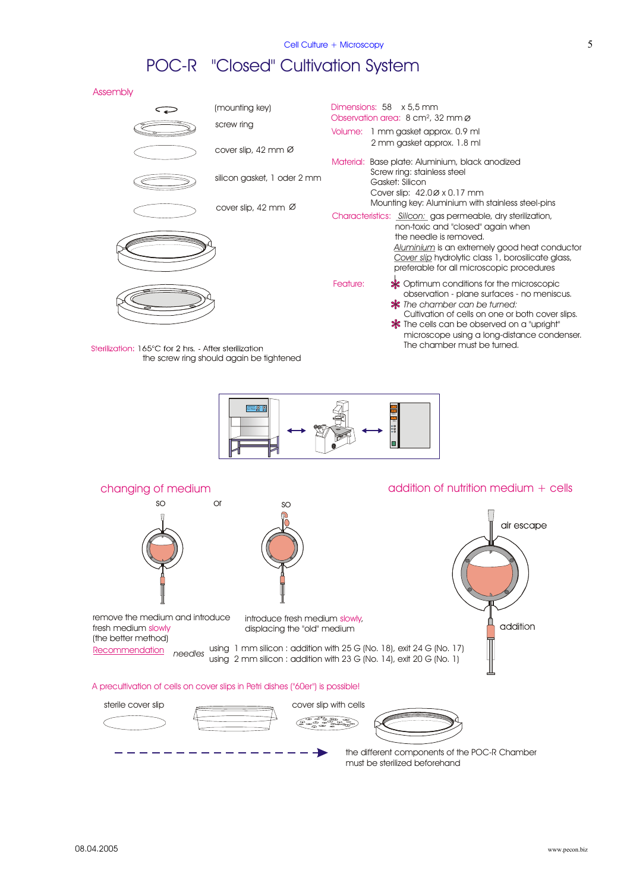Cell Culture + Microscopy

# POC-R "Closed" Cultivation System

## Assembly

(mounting key)

screw ring

cover slip, 42 mm Ø

silicon gasket, 1 oder 2 mm

cover slip, 42 mm Ø

Dimensions: 58 x 5,5 mm

Observation area: 8 cm², 32 mm Ø

Volume: 1 mm gasket approx. 0.9 ml
2 mm gasket approx. 1.8 ml

Material: Base plate: Aluminium, black anodized
Screw ring: stainless steel
Gasket: Silicon
Cover slip: 42.0Ø x 0.17 mm
Mounting key: Aluminium with stainless steel-pins

Characteristics: _Silicon:_ gas permeable, dry sterilization, non-toxic and "closed" again when the needle is removed.
_Aluminium_ is an extremely good heat conductor
_Cover slip_ hydrolytic class 1, borosilicate glass, preferable for all microscopic procedures

Feature:
- * Optimum conditions for the microscopic observation - plane surfaces - no meniscus.
- * *The chamber can be turned:* Cultivation of cells on one or both cover slips.
- * The cells can be observed on a "upright" microscope using a long-distance condenser. The chamber must be turned.

Sterilization: 165°C for 2 hrs. - After sterilization the screw ring should again be tightened

## changing of medium

so — or — so

remove the medium and introduce fresh medium slowly (the better method)

introduce fresh medium slowly, displacing the "old" medium

## addition of nutrition medium + cells

air escape

addition

Recommendation — *needles*
using 1 mm silicon : addition with 25 G (No. 18), exit 24 G (No. 17)
using 2 mm silicon : addition with 23 G (No. 14), exit 20 G (No. 1)

A precultivation of cells on cover slips in Petri dishes ("60er") is possible!

sterile cover slip

cover slip with cells

the different components of the POC-R Chamber must be sterilized beforehand

08.04.2005

www.pecon.biz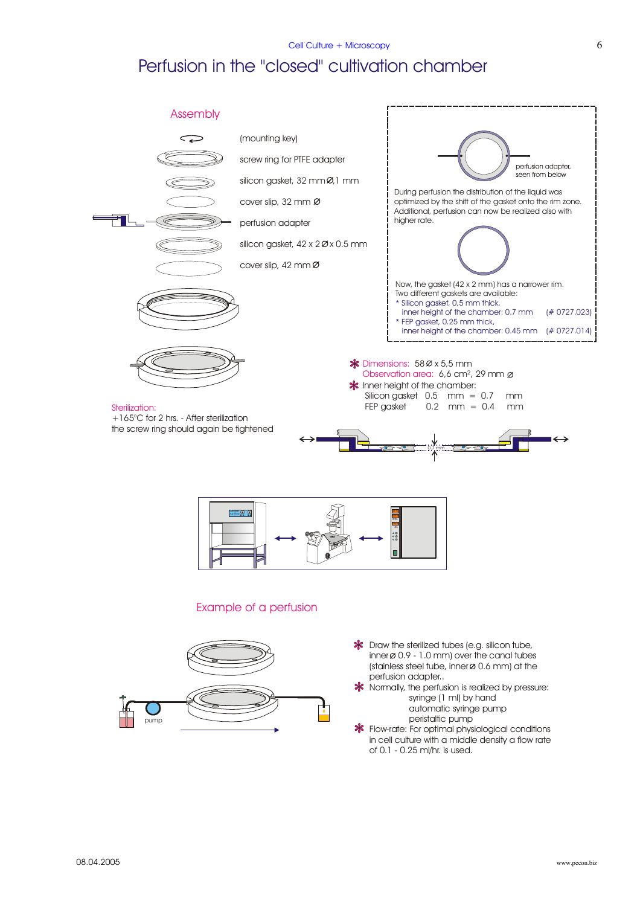# Perfusion in the "closed" cultivation chamber

## Assembly

- (mounting key)
- screw ring for PTFE adapter
- silicon gasket, 32 mm Ø,1 mm
- cover slip, 32 mm Ø
- perfusion adapter
- silicon gasket, 42 x 2 Ø x 0.5 mm
- cover slip, 42 mm Ø

perfusion adapter, seen from below

During perfusion the distribution of the liquid was optimized by the shift of the gasket onto the rim zone. Additional, perfusion can now be realized also with higher rate.

Now, the gasket (42 x 2 mm) has a narrower rim. Two different gaskets are available:

- Silicon gasket, 0,5 mm thick, inner height of the chamber: 0.7 mm (# 0727.023)
- FEP gasket, 0.25 mm thick, inner height of the chamber: 0.45 mm (# 0727.014)

Sterilization:
+165°C for 2 hrs. - After sterilization the screw ring should again be tightened

* Dimensions: 58 Ø x 5,5 mm
  Observation area: 6,6 $cm^2$, 29 mm Ø
* Inner height of the chamber:

| | | | | | |
|---|---|---|---|---|---|
| Silicon gasket | 0.5 | mm | = | 0.7 | mm |
| FEP gasket | 0.2 | mm | = | 0.4 | mm |

## Example of a perfusion

pump

* Draw the sterilized tubes (e.g. silicon tube, inner Ø 0.9 - 1.0 mm) over the canal tubes (stainless steel tube, inner Ø 0.6 mm) at the perfusion adapter..
* Normally, the perfusion is realized by pressure:
  - syringe (1 ml) by hand
  - automatic syringe pump
  - peristaltic pump
* Flow-rate: For optimal physiological conditions in cell culture with a middle density a flow rate of 0.1 - 0.25 ml/hr. is used.

08.04.2005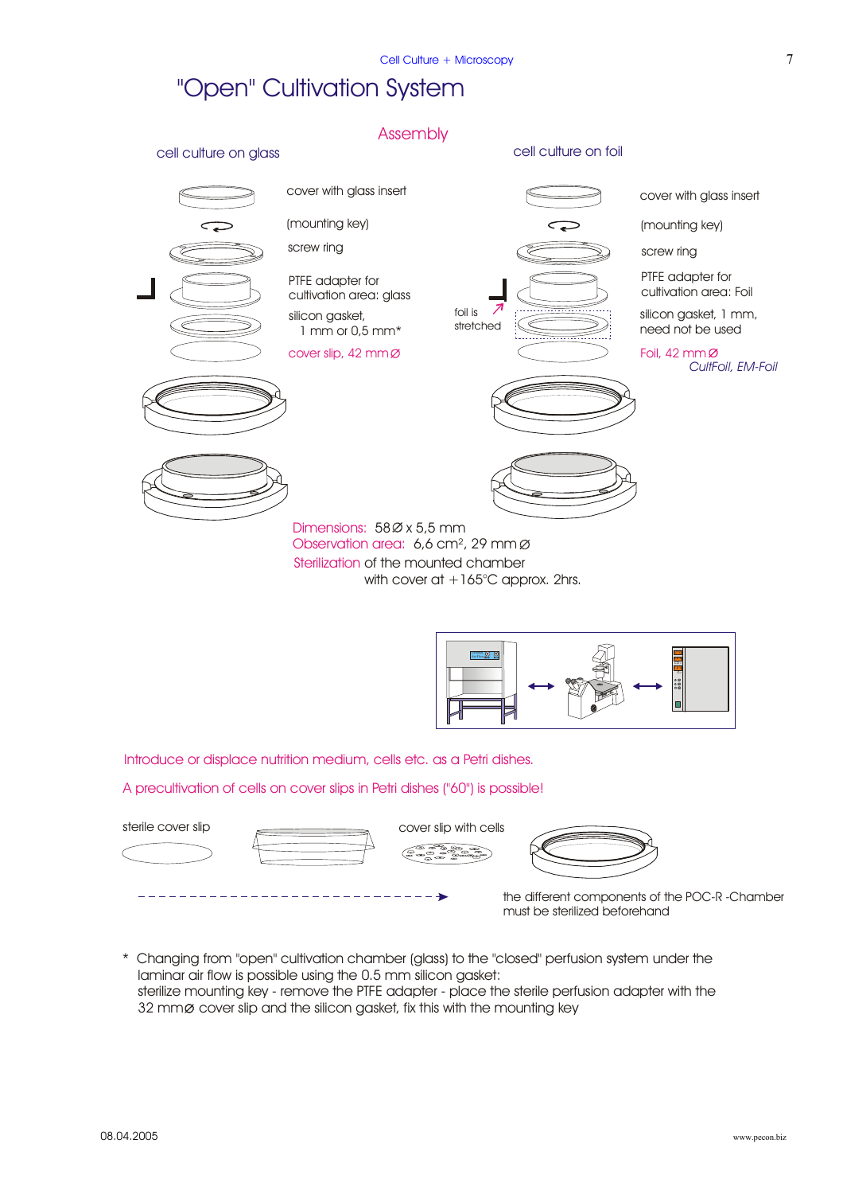# "Open" Cultivation System

## Assembly

### cell culture on glass

- cover with glass insert
- (mounting key)
- screw ring
- PTFE adapter for cultivation area: glass
- silicon gasket, 1 mm or 0,5 mm*
- cover slip, 42 mm ⌀

### cell culture on foil

- cover with glass insert
- (mounting key)
- screw ring
- PTFE adapter for cultivation area: Foil
- foil is stretched
- silicon gasket, 1 mm, need not be used
- Foil, 42 mm ⌀ *CultFoil, EM-Foil*

Dimensions: 58⌀ x 5,5 mm
Observation area: 6,6 cm², 29 mm ⌀
Sterilization of the mounted chamber with cover at +165°C approx. 2hrs.

Introduce or displace nutrition medium, cells etc. as a Petri dishes.

A precultivation of cells on cover slips in Petri dishes ("60") is possible!

sterile cover slip

cover slip with cells

the different components of the POC-R -Chamber must be sterilized beforehand

\* Changing from "open" cultivation chamber (glass) to the "closed" perfusion system under the laminar air flow is possible using the 0.5 mm silicon gasket:
sterilize mounting key - remove the PTFE adapter - place the sterile perfusion adapter with the 32 mm⌀ cover slip and the silicon gasket, fix this with the mounting key

08.04.2005 www.pecon.biz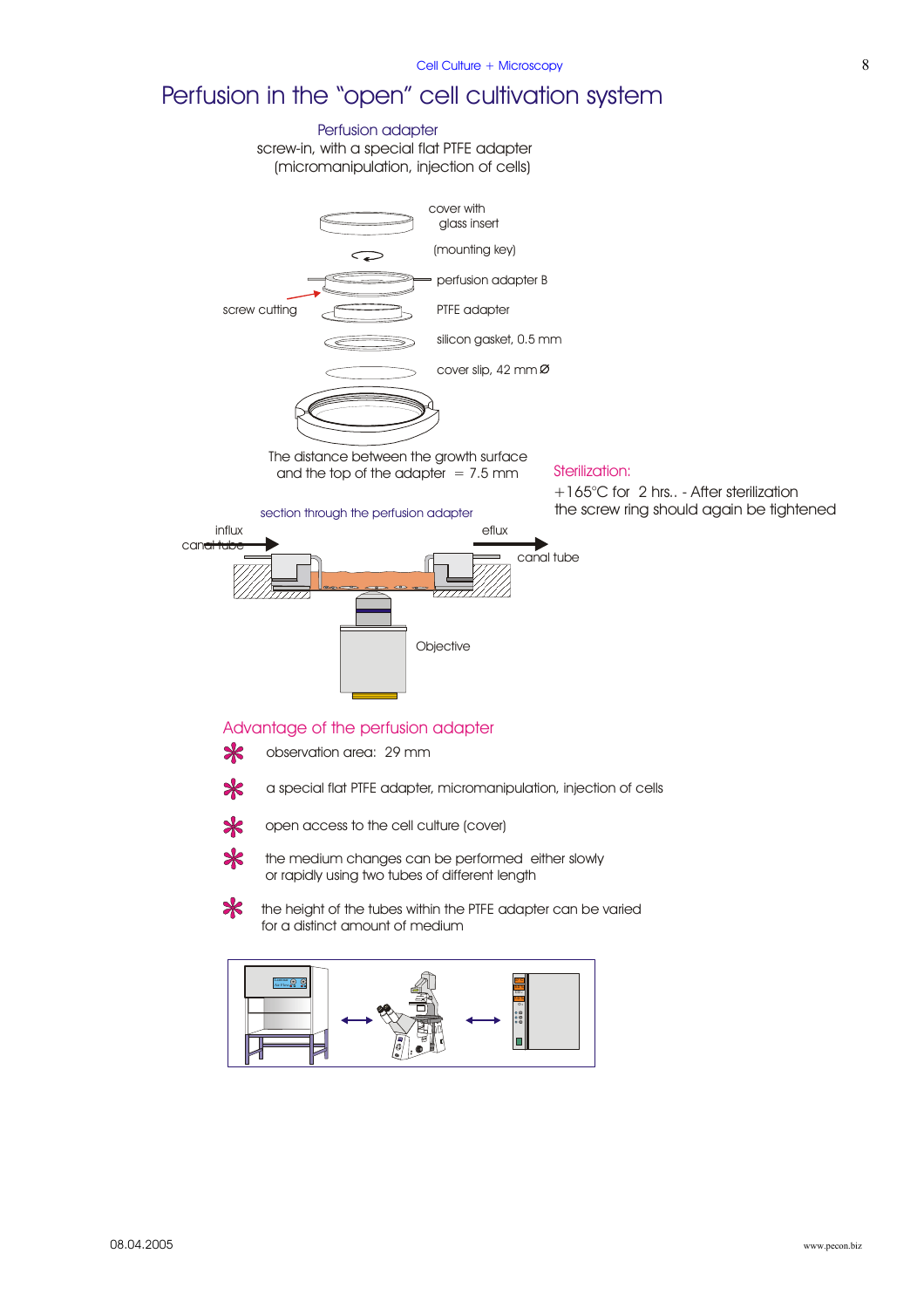# Perfusion in the “open” cell cultivation system

Perfusion adapter
screw-in, with a special flat PTFE adapter
(micromanipulation, injection of cells)

cover with glass insert

(mounting key)

perfusion adapter B

screw cutting

PTFE adapter

silicon gasket, 0.5 mm

cover slip, 42 mm Ø

The distance between the growth surface and the top of the adapter = 7.5 mm

section through the perfusion adapter

influx

canal tube

eflux

canal tube

Objective

**Sterilization:**

+165°C for 2 hrs.. - After sterilization the screw ring should again be tightened

## Advantage of the perfusion adapter

- observation area: 29 mm
- a special flat PTFE adapter, micromanipulation, injection of cells
- open access to the cell culture (cover)
- the medium changes can be performed either slowly or rapidly using two tubes of different length
- the height of the tubes within the PTFE adapter can be varied for a distinct amount of medium

08.04.2005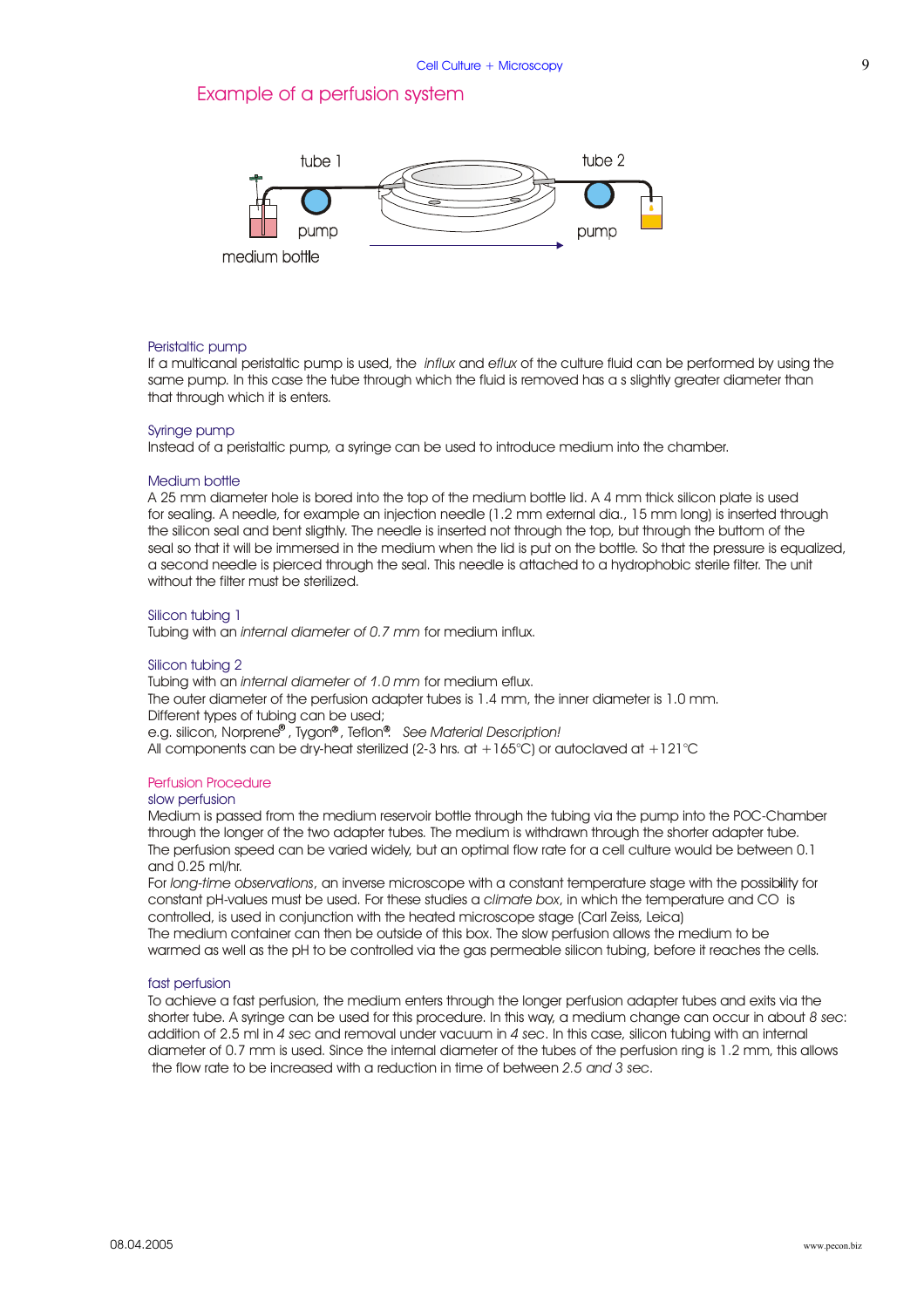# Example of a perfusion system

tube 1

tube 2

pump

pump

medium bottle

### Peristaltic pump

If a multicanal peristaltic pump is used, the *influx* and *eflux* of the culture fluid can be performed by using the same pump. In this case the tube through which the fluid is removed has a s slightly greater diameter than that through which it is enters.

### Syringe pump

Instead of a peristaltic pump, a syringe can be used to introduce medium into the chamber.

### Medium bottle

A 25 mm diameter hole is bored into the top of the medium bottle lid. A 4 mm thick silicon plate is used for sealing. A needle, for example an injection needle (1.2 mm external dia., 15 mm long) is inserted through the silicon seal and bent sligthly. The needle is inserted not through the top, but through the buttom of the seal so that it will be immersed in the medium when the lid is put on the bottle. So that the pressure is equalized, a second needle is pierced through the seal. This needle is attached to a hydrophobic sterile filter. The unit without the filter must be sterilized.

### Silicon tubing 1

Tubing with an *internal diameter of 0.7 mm* for medium influx.

### Silicon tubing 2

Tubing with an *internal diameter of 1.0 mm* for medium efflux.
The outer diameter of the perfusion adapter tubes is 1.4 mm, the inner diameter is 1.0 mm.
Different types of tubing can be used;
e.g. silicon, Norprene®, Tygon®, Teflon®. *See Material Description!*
All components can be dry-heat sterilized (2-3 hrs. at +165°C) or autoclaved at +121°C

## Perfusion Procedure

### slow perfusion

Medium is passed from the medium reservoir bottle through the tubing via the pump into the POC-Chamber through the longer of the two adapter tubes. The medium is withdrawn through the shorter adapter tube. The perfusion speed can be varied widely, but an optimal flow rate for a cell culture would be between 0.1 and 0.25 ml/hr.

For *long-time observations*, an inverse microscope with a constant temperature stage with the possibility for constant pH-values must be used. For these studies a *climate box*, in which the temperature and CO is controlled, is used in conjunction with the heated microscope stage (Carl Zeiss, Leica)
The medium container can then be outside of this box. The slow perfusion allows the medium to be warmed as well as the pH to be controlled via the gas permeable silicon tubing, before it reaches the cells.

### fast perfusion

To achieve a fast perfusion, the medium enters through the longer perfusion adapter tubes and exits via the shorter tube. A syringe can be used for this procedure. In this way, a medium change can occur in about *8 sec*: addition of 2.5 ml in *4 sec* and removal under vacuum in *4 sec*. In this case, silicon tubing with an internal diameter of 0.7 mm is used. Since the internal diameter of the tubes of the perfusion ring is 1.2 mm, this allows the flow rate to be increased with a reduction in time of between *2.5 and 3 sec*.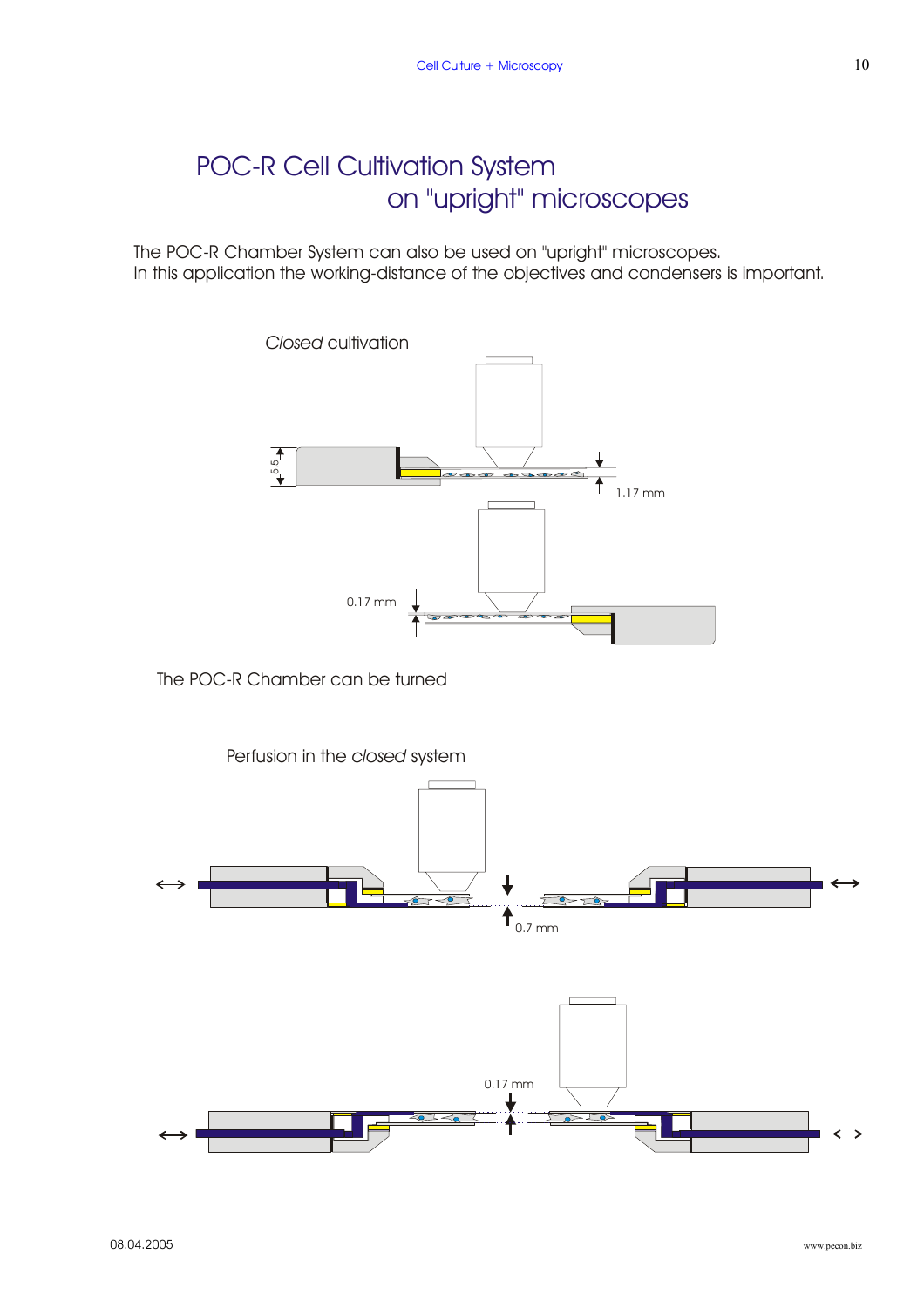# POC-R Cell Cultivation System on "upright" microscopes

The POC-R Chamber System can also be used on "upright" microscopes.
In this application the working-distance of the objectives and condensers is important.

*Closed* cultivation

5.5

1.17 mm

0.17 mm

The POC-R Chamber can be turned

Perfusion in the *closed* system

0.7 mm

0.17 mm

08.04.2005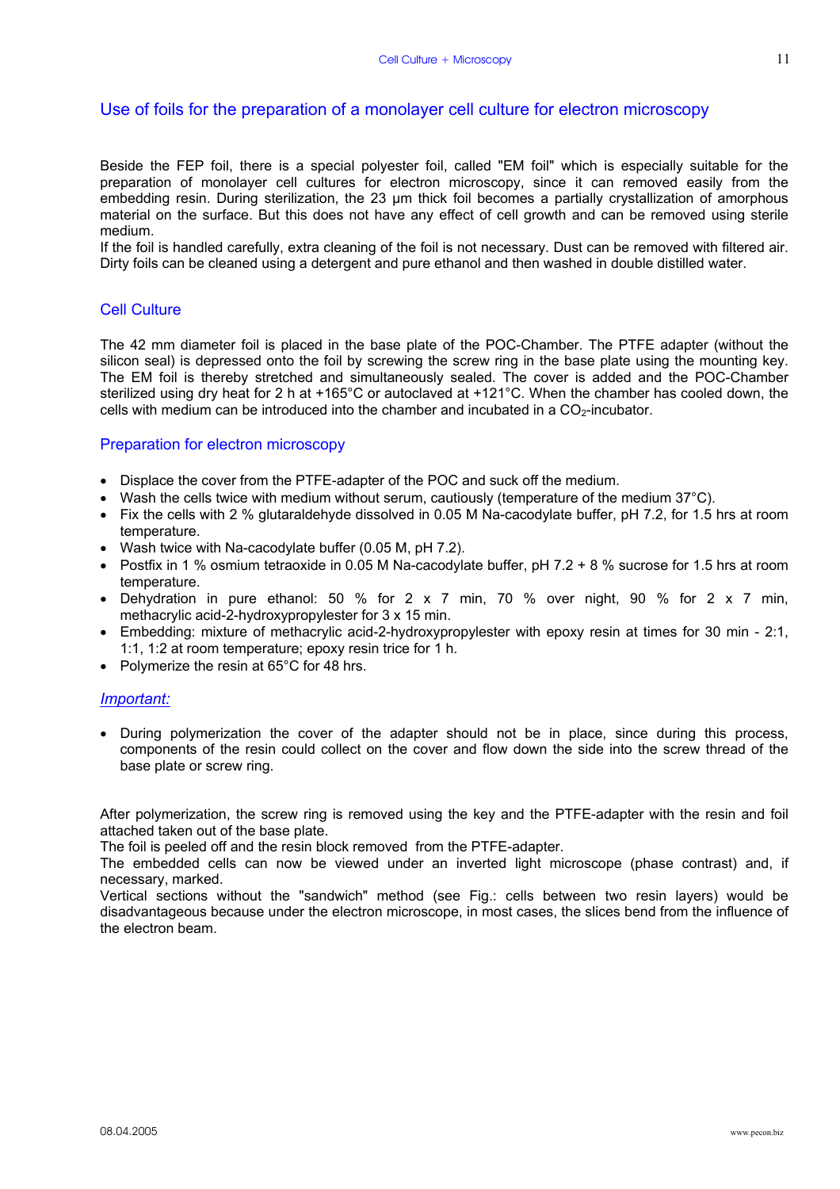## Use of foils for the preparation of a monolayer cell culture for electron microscopy

Beside the FEP foil, there is a special polyester foil, called "EM foil" which is especially suitable for the preparation of monolayer cell cultures for electron microscopy, since it can removed easily from the embedding resin. During sterilization, the 23 µm thick foil becomes a partially crystallization of amorphous material on the surface. But this does not have any effect of cell growth and can be removed using sterile medium.
If the foil is handled carefully, extra cleaning of the foil is not necessary. Dust can be removed with filtered air. Dirty foils can be cleaned using a detergent and pure ethanol and then washed in double distilled water.

### Cell Culture

The 42 mm diameter foil is placed in the base plate of the POC-Chamber. The PTFE adapter (without the silicon seal) is depressed onto the foil by screwing the screw ring in the base plate using the mounting key. The EM foil is thereby stretched and simultaneously sealed. The cover is added and the POC-Chamber sterilized using dry heat for 2 h at +165°C or autoclaved at +121°C. When the chamber has cooled down, the cells with medium can be introduced into the chamber and incubated in a $CO_2$-incubator.

### Preparation for electron microscopy

- Displace the cover from the PTFE-adapter of the POC and suck off the medium.
- Wash the cells twice with medium without serum, cautiously (temperature of the medium 37°C).
- Fix the cells with 2 % glutaraldehyde dissolved in 0.05 M Na-cacodylate buffer, pH 7.2, for 1.5 hrs at room temperature.
- Wash twice with Na-cacodylate buffer (0.05 M, pH 7.2).
- Postfix in 1 % osmium tetraoxide in 0.05 M Na-cacodylate buffer, pH 7.2 + 8 % sucrose for 1.5 hrs at room temperature.
- Dehydration in pure ethanol: 50 % for 2 x 7 min, 70 % over night, 90 % for 2 x 7 min, methacrylic acid-2-hydroxypropylester for 3 x 15 min.
- Embedding: mixture of methacrylic acid-2-hydroxypropylester with epoxy resin at times for 30 min - 2:1, 1:1, 1:2 at room temperature; epoxy resin trice for 1 h.
- Polymerize the resin at 65°C for 48 hrs.

*Important:*

- During polymerization the cover of the adapter should not be in place, since during this process, components of the resin could collect on the cover and flow down the side into the screw thread of the base plate or screw ring.

After polymerization, the screw ring is removed using the key and the PTFE-adapter with the resin and foil attached taken out of the base plate.
The foil is peeled off and the resin block removed from the PTFE-adapter.
The embedded cells can now be viewed under an inverted light microscope (phase contrast) and, if necessary, marked.
Vertical sections without the "sandwich" method (see Fig.: cells between two resin layers) would be disadvantageous because under the electron microscope, in most cases, the slices bend from the influence of the electron beam.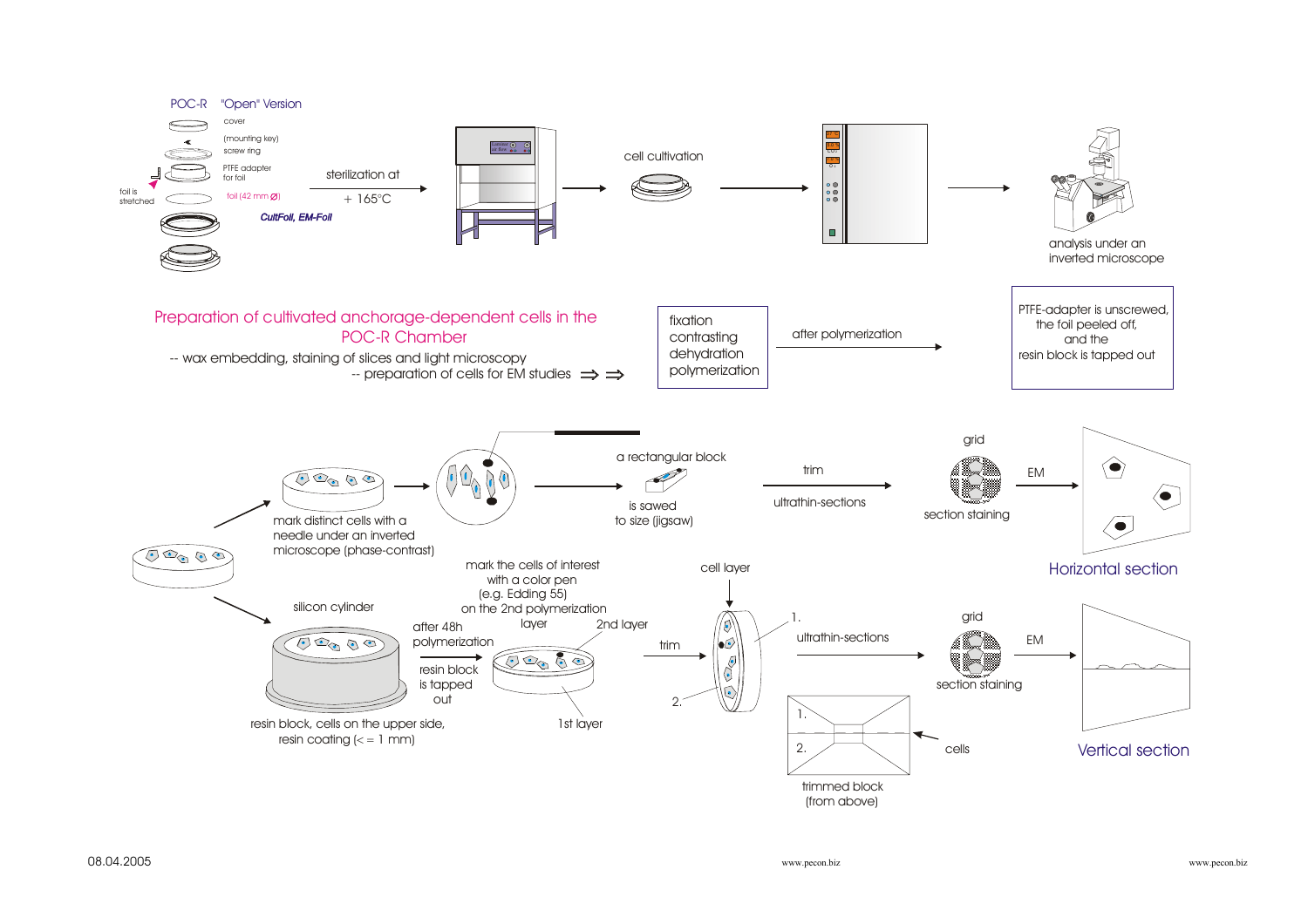POC-R "Open" Version

cover

(mounting key)

screw ring

PTFE adapter for foil

foil is stretched

foil (42 mm Ø)

*CultFoil, EM-Foil*

sterilization at + 165°C

cell cultivation

analysis under an inverted microscope

## Preparation of cultivated anchorage-dependent cells in the POC-R Chamber

-- wax embedding, staining of slices and light microscopy

-- preparation of cells for EM studies ⇒ ⇒

fixation
contrasting
dehydration
polymerization

after polymerization

PTFE-adapter is unscrewed, the foil peeled off, and the resin block is tapped out

mark distinct cells with a needle under an inverted microscope (phase-contrast)

a rectangular block is sawed to size (jigsaw)

trim

ultrathin-sections

grid

section staining

EM

Horizontal section

silicon cylinder

resin block, cells on the upper side, resin coating (<= 1 mm)

mark the cells of interest with a color pen (e.g. Edding 55) on the 2nd polymerization layer

after 48h polymerization

resin block is tapped out

2nd layer

1st layer

trim

cell layer

1.

2.

ultrathin-sections

grid

section staining

EM

trimmed block (from above)

cells

Vertical section

08.04.2005

www.pecon.biz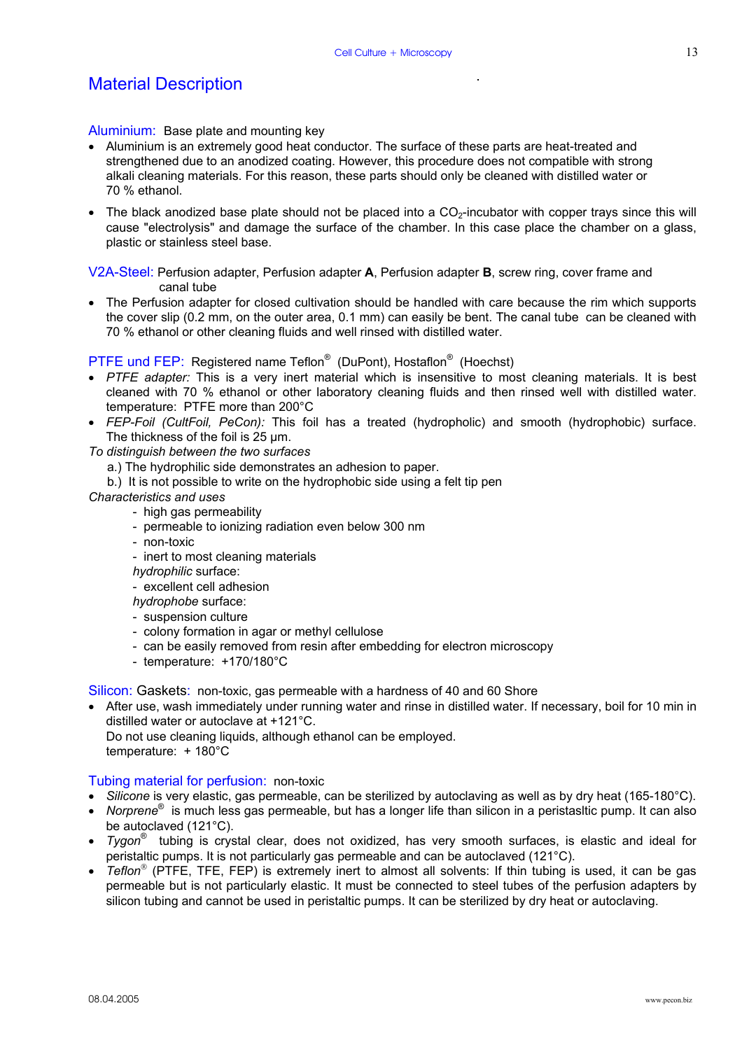# Material Description

Aluminium: Base plate and mounting key

- Aluminium is an extremely good heat conductor. The surface of these parts are heat-treated and strengthened due to an anodized coating. However, this procedure does not compatible with strong alkali cleaning materials. For this reason, these parts should only be cleaned with distilled water or 70 % ethanol.
- The black anodized base plate should not be placed into a $CO_2$-incubator with copper trays since this will cause "electrolysis" and damage the surface of the chamber. In this case place the chamber on a glass, plastic or stainless steel base.

V2A-Steel: Perfusion adapter, Perfusion adapter **A**, Perfusion adapter **B**, screw ring, cover frame and canal tube

- The Perfusion adapter for closed cultivation should be handled with care because the rim which supports the cover slip (0.2 mm, on the outer area, 0.1 mm) can easily be bent. The canal tube can be cleaned with 70 % ethanol or other cleaning fluids and well rinsed with distilled water.

PTFE und FEP: Registered name Teflon® (DuPont), Hostaflon® (Hoechst)

- *PTFE adapter:* This is a very inert material which is insensitive to most cleaning materials. It is best cleaned with 70 % ethanol or other laboratory cleaning fluids and then rinsed well with distilled water. temperature: PTFE more than 200°C
- *FEP-Foil (CultFoil, PeCon):* This foil has a treated (hydrophilic) and smooth (hydrophobic) surface. The thickness of the foil is 25 µm.

*To distinguish between the two surfaces*

a.) The hydrophilic side demonstrates an adhesion to paper.

b.) It is not possible to write on the hydrophobic side using a felt tip pen

*Characteristics and uses*

- high gas permeability
- permeable to ionizing radiation even below 300 nm
- non-toxic
- inert to most cleaning materials

*hydrophilic* surface:

- excellent cell adhesion

*hydrophobe* surface:

- suspension culture
- colony formation in agar or methyl cellulose
- can be easily removed from resin after embedding for electron microscopy
- temperature: +170/180°C

Silicon: Gaskets: non-toxic, gas permeable with a hardness of 40 and 60 Shore

- After use, wash immediately under running water and rinse in distilled water. If necessary, boil for 10 min in distilled water or autoclave at +121°C.
  Do not use cleaning liquids, although ethanol can be employed.
  temperature: + 180°C

Tubing material for perfusion: non-toxic

- *Silicone* is very elastic, gas permeable, can be sterilized by autoclaving as well as by dry heat (165-180°C).
- *Norprene®* is much less gas permeable, but has a longer life than silicon in a peristasltic pump. It can also be autoclaved (121°C).
- *Tygon®* tubing is crystal clear, does not oxidized, has very smooth surfaces, is elastic and ideal for peristaltic pumps. It is not particularly gas permeable and can be autoclaved (121°C).
- *Teflon®* (PTFE, TFE, FEP) is extremely inert to almost all solvents: If thin tubing is used, it can be gas permeable but is not particularly elastic. It must be connected to steel tubes of the perfusion adapters by silicon tubing and cannot be used in peristaltic pumps. It can be sterilized by dry heat or autoclaving.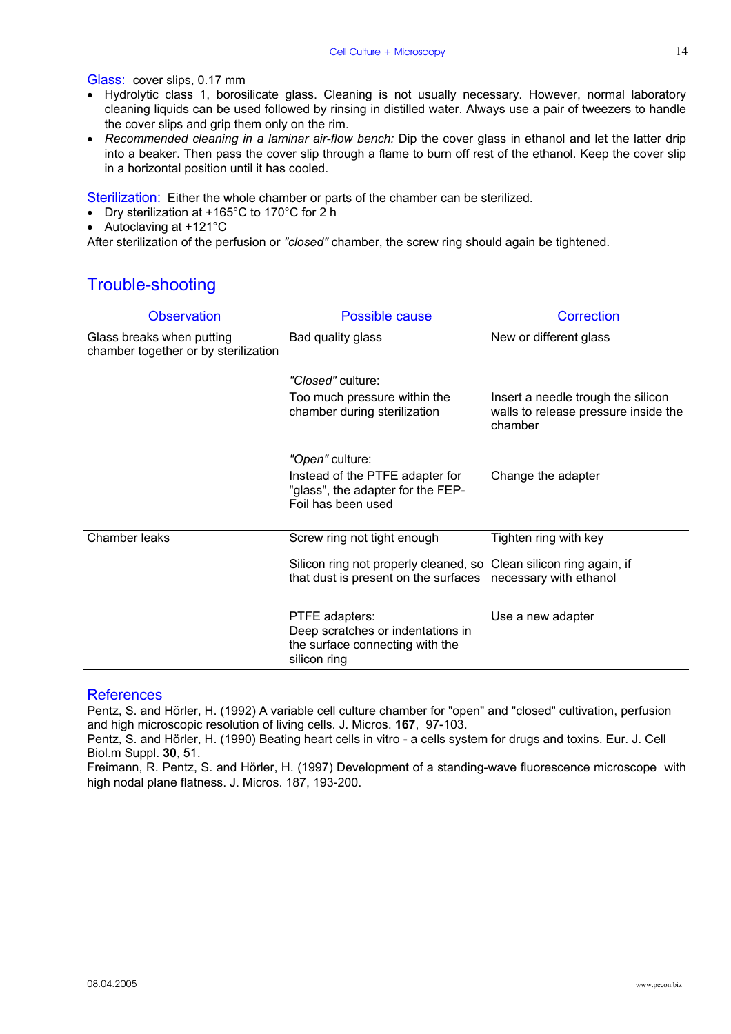Glass: cover slips, 0.17 mm

- Hydrolytic class 1, borosilicate glass. Cleaning is not usually necessary. However, normal laboratory cleaning liquids can be used followed by rinsing in distilled water. Always use a pair of tweezers to handle the cover slips and grip them only on the rim.
- *Recommended cleaning in a laminar air-flow bench:* Dip the cover glass in ethanol and let the latter drip into a beaker. Then pass the cover slip through a flame to burn off rest of the ethanol. Keep the cover slip in a horizontal position until it has cooled.

Sterilization: Either the whole chamber or parts of the chamber can be sterilized.

- Dry sterilization at +165°C to 170°C for 2 h
- Autoclaving at +121°C

After sterilization of the perfusion or *"closed"* chamber, the screw ring should again be tightened.

## Trouble-shooting

| Observation | Possible cause | Correction |
|---|---|---|
| Glass breaks when putting chamber together or by sterilization | Bad quality glass | New or different glass |
| | *"Closed"* culture: Too much pressure within the chamber during sterilization | Insert a needle trough the silicon walls to release pressure inside the chamber |
| | *"Open"* culture: Instead of the PTFE adapter for "glass", the adapter for the FEP-Foil has been used | Change the adapter |
| Chamber leaks | Screw ring not tight enough | Tighten ring with key |
| | Silicon ring not properly cleaned, so that dust is present on the surfaces | Clean silicon ring again, if necessary with ethanol |
| | PTFE adapters: Deep scratches or indentations in the surface connecting with the silicon ring | Use a new adapter |

## References

Pentz, S. and Hörler, H. (1992) A variable cell culture chamber for "open" and "closed" cultivation, perfusion and high microscopic resolution of living cells. J. Micros. **167**, 97-103.

Pentz, S. and Hörler, H. (1990) Beating heart cells in vitro - a cells system for drugs and toxins. Eur. J. Cell Biol.m Suppl. **30**, 51.

Freimann, R. Pentz, S. and Hörler, H. (1997) Development of a standing-wave fluorescence microscope with high nodal plane flatness. J. Micros. 187, 193-200.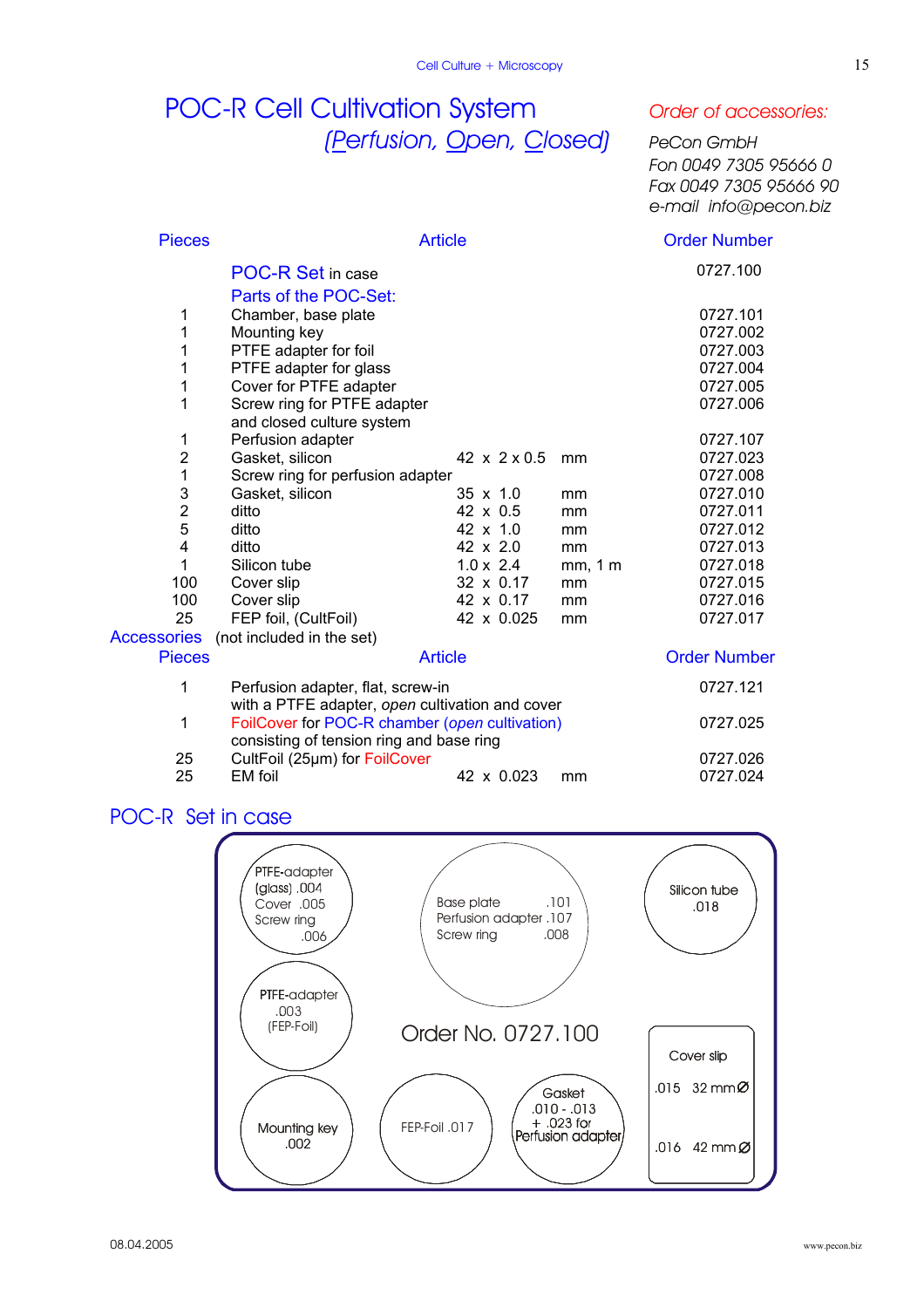# POC-R Cell Cultivation System

## *(Perfusion, Open, Closed)*

*Order of accessories:*

*PeCon GmbH*
*Fon 0049 7305 95666 0*
*Fax 0049 7305 95666 90*
*e-mail info@pecon.biz*

| Pieces | Article | | | Order Number |
|---|---|---|---|---|
| | POC-R Set in case | | | 0727.100 |
| | Parts of the POC-Set: | | | |
| 1 | Chamber, base plate | | | 0727.101 |
| 1 | Mounting key | | | 0727.002 |
| 1 | PTFE adapter for foil | | | 0727.003 |
| 1 | PTFE adapter for glass | | | 0727.004 |
| 1 | Cover for PTFE adapter | | | 0727.005 |
| 1 | Screw ring for PTFE adapter and closed culture system | | | 0727.006 |
| 1 | Perfusion adapter | | | 0727.107 |
| 2 | Gasket, silicon | 42 x 2 x 0.5 | mm | 0727.023 |
| 1 | Screw ring for perfusion adapter | | | 0727.008 |
| 3 | Gasket, silicon | 35 x 1.0 | mm | 0727.010 |
| 2 | ditto | 42 x 0.5 | mm | 0727.011 |
| 5 | ditto | 42 x 1.0 | mm | 0727.012 |
| 4 | ditto | 42 x 2.0 | mm | 0727.013 |
| 1 | Silicon tube | 1.0 x 2.4 | mm, 1 m | 0727.018 |
| 100 | Cover slip | 32 x 0.17 | mm | 0727.015 |
| 100 | Cover slip | 42 x 0.17 | mm | 0727.016 |
| 25 | FEP foil, (CultFoil) | 42 x 0.025 | mm | 0727.017 |

Accessories (not included in the set)

| Pieces | Article | | | Order Number |
|---|---|---|---|---|
| 1 | Perfusion adapter, flat, screw-in with a PTFE adapter, *open* cultivation and cover | | | 0727.121 |
| 1 | FoilCover for POC-R chamber (*open* cultivation) consisting of tension ring and base ring | | | 0727.025 |
| 25 | CultFoil (25µm) for FoilCover | | | 0727.026 |
| 25 | EM foil | 42 x 0.023 | mm | 0727.024 |

## POC-R Set in case

- PTFE-adapter (glass) .004, Cover .005, Screw ring .006
- Base plate .101, Perfusion adapter .107, Screw ring .008
- Silicon tube .018
- PTFE-adapter .003 (FEP-Foil)
- Order No. 0727.100
- Cover slip: .015 32 mm∅, .016 42 mm∅
- Mounting key .002
- FEP-Foil .017
- Gasket .010 - .013 + .023 for Perfusion adapter

08.04.2005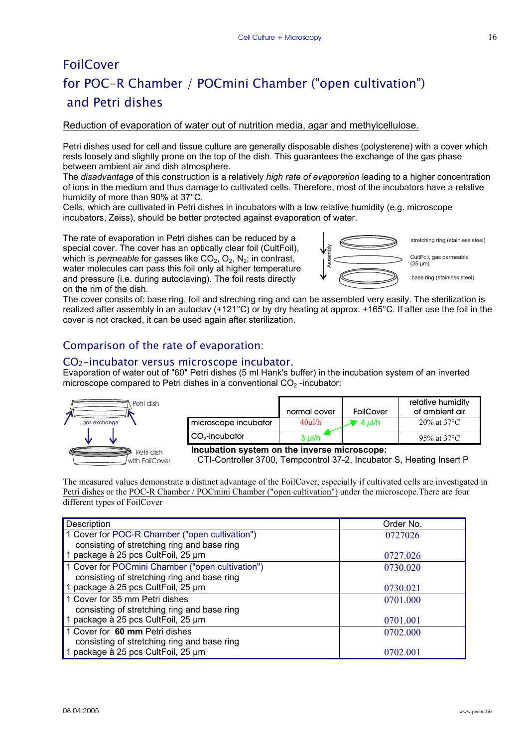# FoilCover

# for POC-R Chamber / POCmini Chamber ("open cultivation") and Petri dishes

Reduction of evaporation of water out of nutrition media, agar and methylcellulose.

Petri dishes used for cell and tissue culture are generally disposable dishes (polysterene) with a cover which rests loosely and slightly prone on the top of the dish. This guarantees the exchange of the gas phase between ambient air and dish atmosphere.
The *disadvantage* of this construction is a relatively *high rate of evaporation* leading to a higher concentration of ions in the medium and thus damage to cultivated cells. Therefore, most of the incubators have a relative humidity of more than 90% at 37°C.
Cells, which are cultivated in Petri dishes in incubators with a low relative humidity (e.g. microscope incubators, Zeiss), should be better protected against evaporation of water.

The rate of evaporation in Petri dishes can be reduced by a special cover. The cover has an optically clear foil (CultFoil), which is *permeable* for gasses like $CO_2$, $O_2$, $N_2$; in contrast, water molecules can pass this foil only at higher temperature and pressure (i.e. during autoclaving). The foil rests directly on the rim of the dish.

Assembly: stretching ring (stainless steel); CultFoil, gas permeable (25 µm); base ring (stainless steel)

The cover consits of: base ring, foil and streching ring and can be assembled very easily. The sterilization is realized after assembly in an autoclav (+121°C) or by dry heating at approx. +165°C. If after use the foil in the cover is not cracked, it can be used again after sterilization.

## Comparison of the rate of evaporation:

## $CO_2$-incubator versus microscope incubator.

Evaporation of water out of "60" Petri dishes (5 ml Hank's buffer) in the incubation system of an inverted microscope compared to Petri dishes in a conventional $CO_2$ -incubator:

Petri dish — gas exchange — Petri dish with FoilCover

| | normal cover | FoilCover | relative humidity of ambient air |
|---|---|---|---|
| microscope incubator | 40µl/h | 4 µl/h | 20% at 37°C |
| $CO_2$-incubator | 3 µl/h | | 95% at 37°C |

**Incubation system on the inverse microscope:**
CTI-Controller 3700, Tempcontrol 37-2, Incubator S, Heating Insert P

The measured values demonstrate a distinct advantage of the FoilCover, especially if cultivated cells are investigated in Petri dishes or the POC-R Chamber / POCmini Chamber ("open cultivation") under the microscope.There are four different types of FoilCover

| Description | Order No. |
|---|---|
| 1 Cover for POC-R Chamber ("open cultivation") consisting of stretching ring and base ring | 0727026 |
| 1 package à 25 pcs CultFoil, 25 µm | 0727.026 |
| 1 Cover for POCmini Chamber ("open cultivation") consisting of stretching ring and base ring | 0730.020 |
| 1 package à 25 pcs CultFoil, 25 µm | 0730.021 |
| 1 Cover for 35 mm Petri dishes consisting of stretching ring and base ring | 0701.000 |
| 1 package à 25 pcs CultFoil, 25 µm | 0701.001 |
| 1 Cover for **60 mm** Petri dishes consisting of stretching ring and base ring | 0702.000 |
| 1 package à 25 pcs CultFoil, 25 µm | 0702.001 |

08.04.2005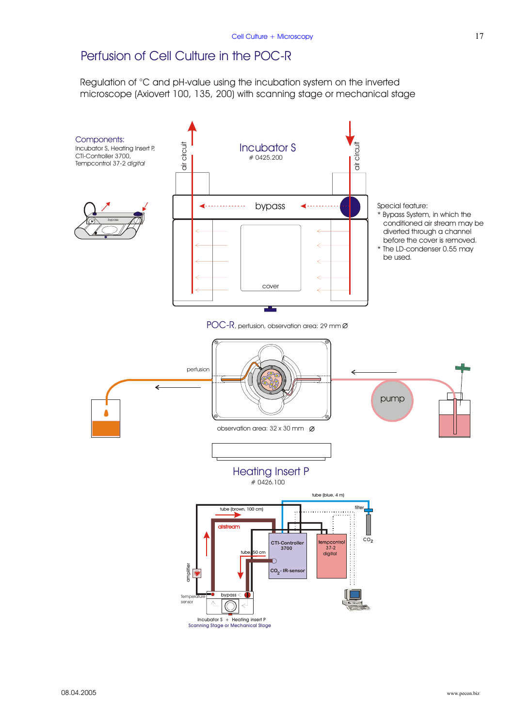# Perfusion of Cell Culture in the POC-R

Regulation of °C and pH-value using the incubation system on the inverted microscope (Axiovert 100, 135, 200) with scanning stage or mechanical stage

**Components:**
Incubator S, Heating Insert P, CTI-Controller 3700, Tempcontrol 37-2 *digital*

Incubator S
\# 0425.200

air circuit

bypass

cover

Special feature:
* Bypass System, in which the conditioned air stream may be diverted through a channel before the cover is removed.
* The LD-condenser 0.55 may be used.

POC-R, perfusion, observation area: 29 mm Ø

perfusion

pump

observation area: 32 x 30 mm Ø

Heating Insert P
\# 0426.100

tube (blue, 4 m)

tube (brown, 100 cm)

filter

airstream

CTI-Controller 3700

tempcontrol 37-2 digital

$CO_2$

tube 50 cm

$CO_2$ - IR-sensor

amplifier

Temperature sensor

bypass

Incubator S + Heating insert P
Scanning Stage or Mechanical Stage

08.04.2005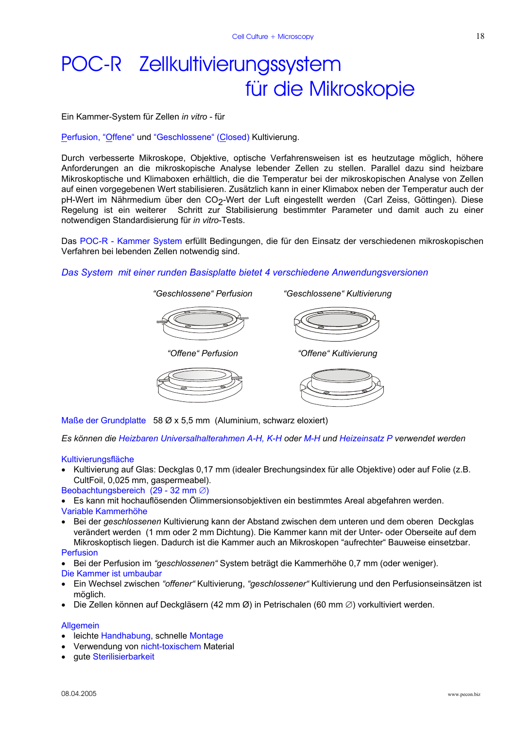# POC-R Zellkultivierungssystem für die Mikroskopie

Ein Kammer-System für Zellen *in vitro* - für

Perfusion, "Offene" und "Geschlossene" (Closed) Kultivierung.

Durch verbesserte Mikroskope, Objektive, optische Verfahrensweisen ist es heutzutage möglich, höhere Anforderungen an die mikroskopische Analyse lebender Zellen zu stellen. Parallel dazu sind heizbare Mikroskoptische und Klimaboxen erhältlich, die die Temperatur bei der mikroskopischen Analyse von Zellen auf einen vorgegebenen Wert stabilisieren. Zusätzlich kann in einer Klimabox neben der Temperatur auch der pH-Wert im Nährmedium über den $CO_2$-Wert der Luft eingestellt werden (Carl Zeiss, Göttingen). Diese Regelung ist ein weiterer Schritt zur Stabilisierung bestimmter Parameter und damit auch zu einer notwendigen Standardisierung für *in vitro*-Tests.

Das POC-R - Kammer System erfüllt Bedingungen, die für den Einsatz der verschiedenen mikroskopischen Verfahren bei lebenden Zellen notwendig sind.

*Das System mit einer runden Basisplatte bietet 4 verschiedene Anwendungsversionen*

*"Geschlossene" Perfusion* — *"Geschlossene" Kultivierung*

*"Offene" Perfusion* — *"Offene" Kultivierung*

Maße der Grundplatte 58 Ø x 5,5 mm (Aluminium, schwarz eloxiert)

*Es können die Heizbaren Universalhalterahmen A-H, K-H oder M-H und Heizeinsatz P verwendet werden*

Kultivierungsfläche

- Kultivierung auf Glas: Deckglas 0,17 mm (idealer Brechungsindex für alle Objektive) oder auf Folie (z.B. CultFoil, 0,025 mm, gaspermeabel).

Beobachtungsbereich (29 - 32 mm ∅)

- Es kann mit hochauflösenden Ölimmersionsobjektiven ein bestimmtes Areal abgefahren werden.

Variable Kammerhöhe

- Bei der *geschlossenen* Kultivierung kann der Abstand zwischen dem unteren und dem oberen Deckglas verändert werden (1 mm oder 2 mm Dichtung). Die Kammer kann mit der Unter- oder Oberseite auf dem Mikroskoptisch liegen. Dadurch ist die Kammer auch an Mikroskopen "aufrechter" Bauweise einsetzbar.

Perfusion

- Bei der Perfusion im *"geschlossenen"* System beträgt die Kammerhöhe 0,7 mm (oder weniger).

Die Kammer ist umbaubar

- Ein Wechsel zwischen *"offener"* Kultivierung, *"geschlossener"* Kultivierung und den Perfusionseinsätzen ist möglich.
- Die Zellen können auf Deckgläsern (42 mm Ø) in Petrischalen (60 mm ∅) vorkultiviert werden.

Allgemein

- leichte Handhabung, schnelle Montage
- Verwendung von nicht-toxischem Material
- gute Sterilisierbarkeit

08.04.2005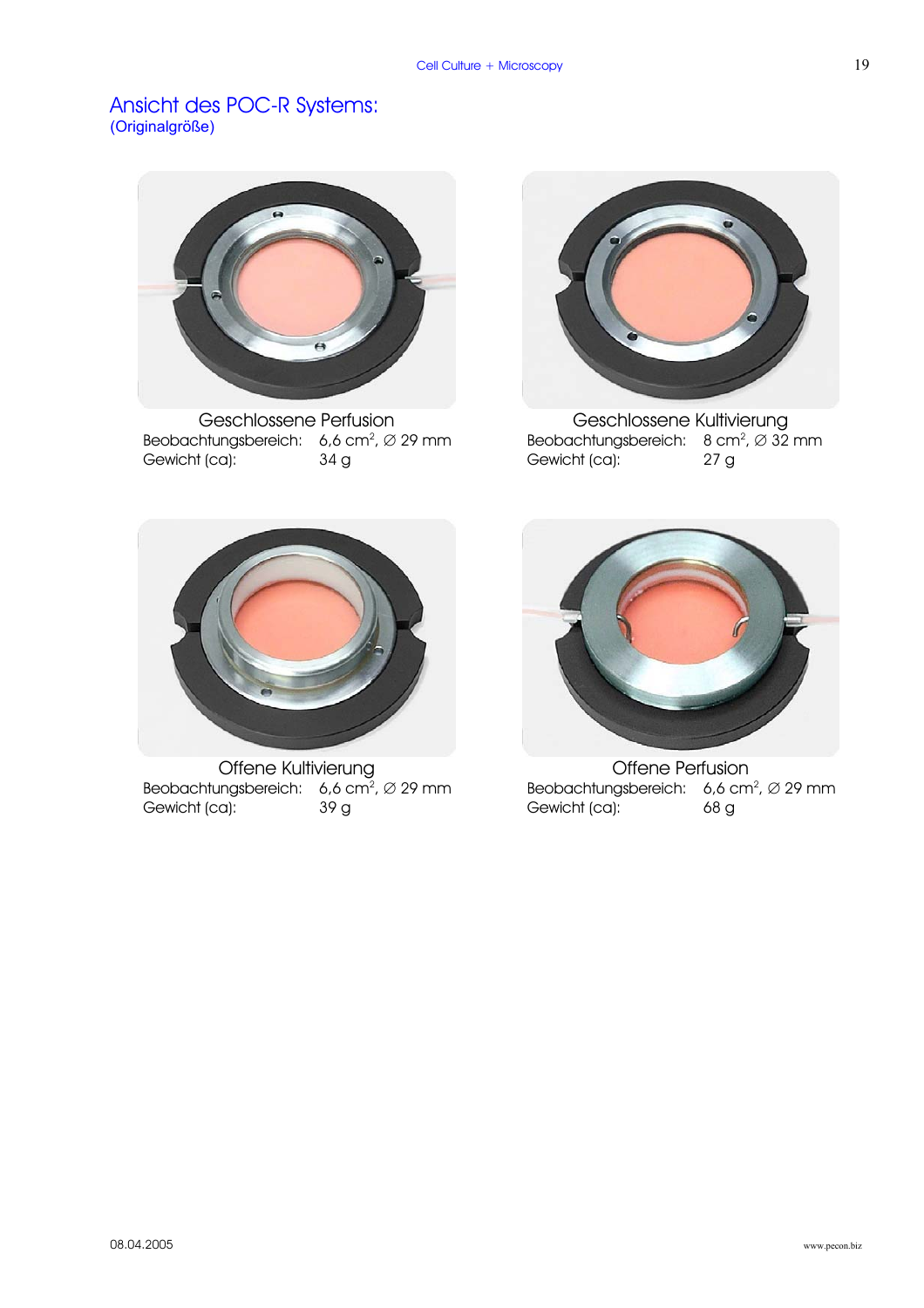# Ansicht des POC-R Systems:

(Originalgröße)

**Geschlossene Perfusion**

Beobachtungsbereich: 6,6 $cm^2$, ∅ 29 mm
Gewicht (ca): 34 g

**Geschlossene Kultivierung**

Beobachtungsbereich: 8 $cm^2$, ∅ 32 mm
Gewicht (ca): 27 g

**Offene Kultivierung**

Beobachtungsbereich: 6,6 $cm^2$, ∅ 29 mm
Gewicht (ca): 39 g

**Offene Perfusion**

Beobachtungsbereich: 6,6 $cm^2$, ∅ 29 mm
Gewicht (ca): 68 g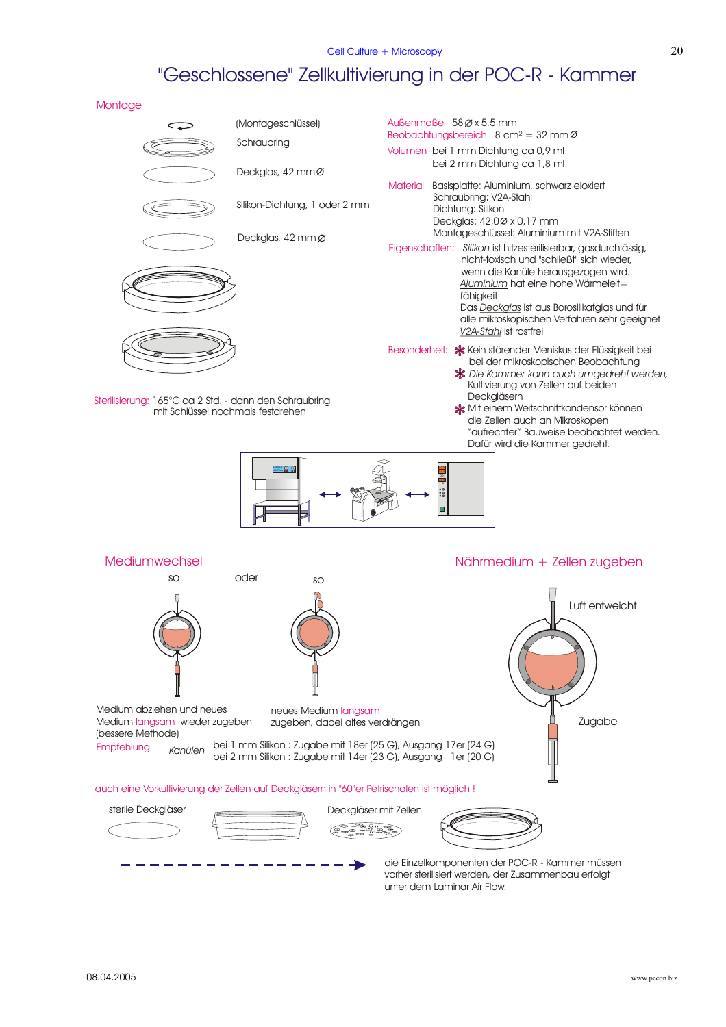# "Geschlossene" Zellkultivierung in der POC-R - Kammer

## Montage

(Montageschlüssel)

Schraubring

Deckglas, 42 mm Ø

Silikon-Dichtung, 1 oder 2 mm

Deckglas, 42 mm Ø

Sterilisierung: 165°C ca 2 Std. - dann den Schraubring mit Schlüssel nochmals festdrehen

Außenmaße 58 Ø x 5,5 mm

Beobachtungsbereich 8 cm² = 32 mm Ø

Volumen bei 1 mm Dichtung ca 0,9 ml
bei 2 mm Dichtung ca 1,8 ml

Material Basisplatte: Aluminium, schwarz eloxiert
Schraubring: V2A-Stahl
Dichtung: Silikon
Deckglas: 42,0Ø x 0,17 mm
Montageschlüssel: Aluminium mit V2A-Stiften

Eigenschaften: Silikon ist hitzesterilisierbar, gasdurchlässig, nicht-toxisch und "schließt" sich wieder, wenn die Kanüle herausgezogen wird.
Aluminium hat eine hohe Wärmeleitfähigkeit
Das Deckglas ist aus Borosilikatglas und für alle mikroskopischen Verfahren sehr geeignet
V2A-Stahl ist rostfrei

Besonderheit:
* Kein störender Meniskus der Flüssigkeit bei bei der mikroskopischen Beobachtung
* *Die Kammer kann auch umgedreht werden,* Kultivierung von Zellen auf beiden Deckgläsern
* Mit einem Weitschnittkondensor können die Zellen auch an Mikroskopen "aufrechter" Bauweise beobachtet werden. Dafür wird die Kammer gedreht.

## Mediumwechsel

so — oder — so

Medium abziehen und neues Medium langsam wieder zugeben (bessere Methode)

neues Medium langsam zugeben, dabei altes verdrängen

## Nährmedium + Zellen zugeben

Luft entweicht

Zugabe

Empfehlung — Kanülen
bei 1 mm Silikon : Zugabe mit 18er (25 G), Ausgang 17er (24 G)
bei 2 mm Silikon : Zugabe mit 14er (23 G), Ausgang 1er (20 G)

auch eine Vorkultivierung der Zellen auf Deckgläsern in "60"er Petrischalen ist möglich !

sterile Deckgläser

Deckgläser mit Zellen

die Einzelkomponenten der POC-R - Kammer müssen vorher sterilisiert werden, der Zusammenbau erfolgt unter dem Laminar Air Flow.

08.04.2005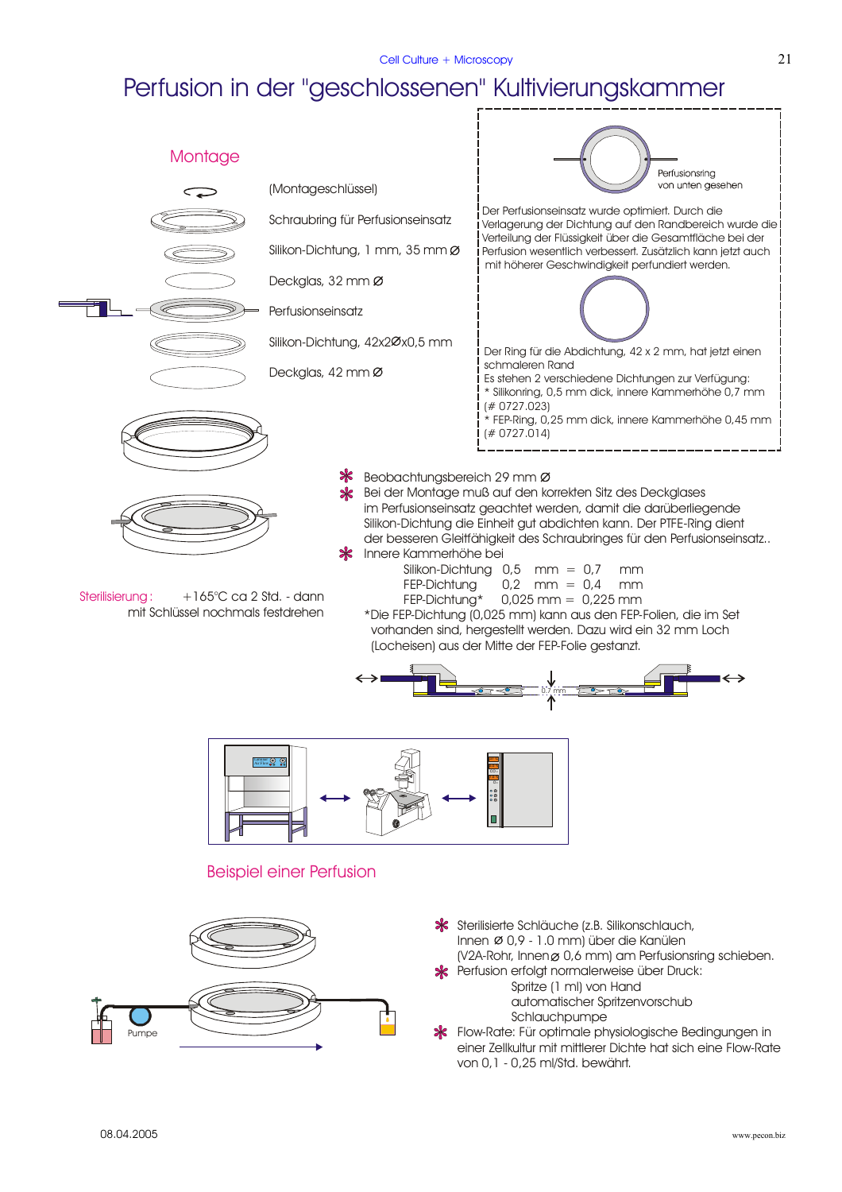# Perfusion in der "geschlossenen" Kultivierungskammer

## Montage

(Montageschlüssel)

Schraubring für Perfusionseinsatz

Silikon-Dichtung, 1 mm, 35 mm Ø

Deckglas, 32 mm Ø

Perfusionseinsatz

Silikon-Dichtung, 42x2Øx0,5 mm

Deckglas, 42 mm Ø

Perfusionsring von unten gesehen

Der Perfusionseinsatz wurde optimiert. Durch die Verlagerung der Dichtung auf den Randbereich wurde die Verteilung der Flüssigkeit über die Gesamtfläche bei der Perfusion wesentlich verbessert. Zusätzlich kann jetzt auch mit höherer Geschwindigkeit perfundiert werden.

Der Ring für die Abdichtung, 42 x 2 mm, hat jetzt einen schmaleren Rand

Es stehen 2 verschiedene Dichtungen zur Verfügung:

* Silikonring, 0,5 mm dick, innere Kammerhöhe 0,7 mm (# 0727.023)
* FEP-Ring, 0,25 mm dick, innere Kammerhöhe 0,45 mm (# 0727.014)

Sterilisierung: +165°C ca 2 Std. - dann mit Schlüssel nochmals festdrehen

- Beobachtungsbereich 29 mm Ø
- Bei der Montage muß auf den korrekten Sitz des Deckglases im Perfusionseinsatz geachtet werden, damit die darüberliegende Silikon-Dichtung die Einheit gut abdichten kann. Der PTFE-Ring dient der besseren Gleitfähigkeit des Schraubringes für den Perfusionseinsatz..
- Innere Kammerhöhe bei

| | | |
|---|---|---|
| Silikon-Dichtung | 0,5 mm | = 0,7 mm |
| FEP-Dichtung | 0,2 mm | = 0,4 mm |
| FEP-Dichtung* | 0,025 mm | = 0,225 mm |

*Die FEP-Dichtung (0,025 mm) kann aus den FEP-Folien, die im Set vorhanden sind, hergestellt werden. Dazu wird ein 32 mm Loch (Locheisen) aus der Mitte der FEP-Folie gestanzt.

0,7 mm

## Beispiel einer Perfusion

Pumpe

- Sterilisierte Schläuche (z.B. Silikonschlauch, Innen Ø 0,9 - 1.0 mm) über die Kanülen (V2A-Rohr, Innen Ø 0,6 mm) am Perfusionsring schieben.
- Perfusion erfolgt normalerweise über Druck:
  - Spritze (1 ml) von Hand
  - automatischer Spritzenvorschub
  - Schlauchpumpe
- Flow-Rate: Für optimale physiologische Bedingungen in einer Zellkultur mit mittlerer Dichte hat sich eine Flow-Rate von 0,1 - 0,25 ml/Std. bewährt.

08.04.2005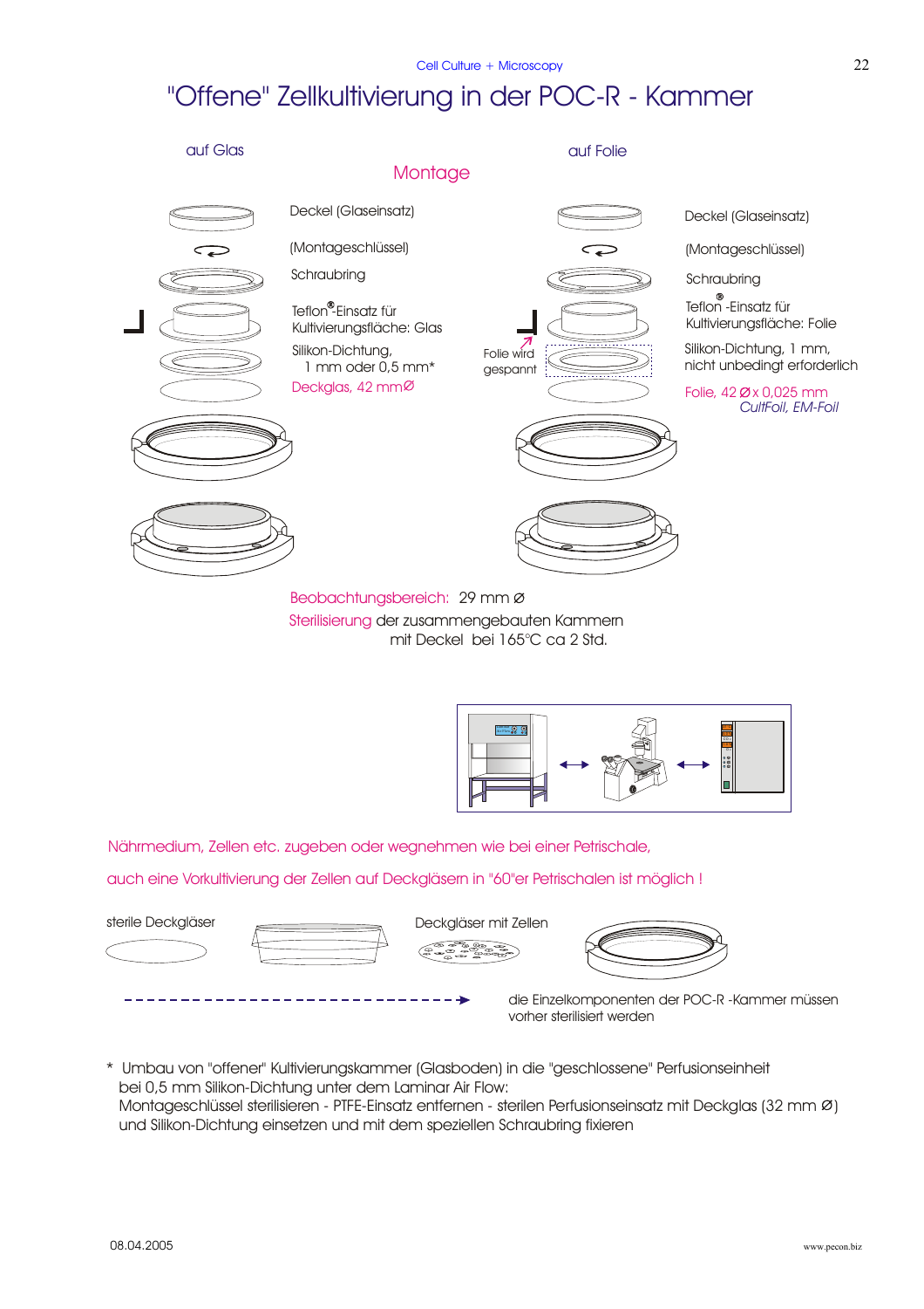# "Offene" Zellkultivierung in der POC-R - Kammer

## Montage

**auf Glas**

- Deckel (Glaseinsatz)
- (Montageschlüssel)
- Schraubring
- Teflon®-Einsatz für Kultivierungsfläche: Glas
- Silikon-Dichtung, 1 mm oder 0,5 mm*
- Deckglas, 42 mmØ

**auf Folie**

- Deckel (Glaseinsatz)
- (Montageschlüssel)
- Schraubring
- Teflon®-Einsatz für Kultivierungsfläche: Folie
- Silikon-Dichtung, 1 mm, nicht unbedingt erforderlich
- Folie, 42 Ø x 0,025 mm *CultFoil, EM-Foil*

Folie wird gespannt

Beobachtungsbereich: 29 mm Ø

Sterilisierung der zusammengebauten Kammern mit Deckel bei 165°C ca 2 Std.

Nährmedium, Zellen etc. zugeben oder wegnehmen wie bei einer Petrischale,

auch eine Vorkultivierung der Zellen auf Deckgläsern in "60"er Petrischalen ist möglich !

sterile Deckgläser

Deckgläser mit Zellen

die Einzelkomponenten der POC-R -Kammer müssen vorher sterilisiert werden

\* Umbau von "offener" Kultivierungskammer (Glasboden) in die "geschlossene" Perfusionseinheit bei 0,5 mm Silikon-Dichtung unter dem Laminar Air Flow:
Montageschlüssel sterilisieren - PTFE-Einsatz entfernen - sterilen Perfusionseinsatz mit Deckglas (32 mm Ø) und Silikon-Dichtung einsetzen und mit dem speziellen Schraubring fixieren

08.04.2005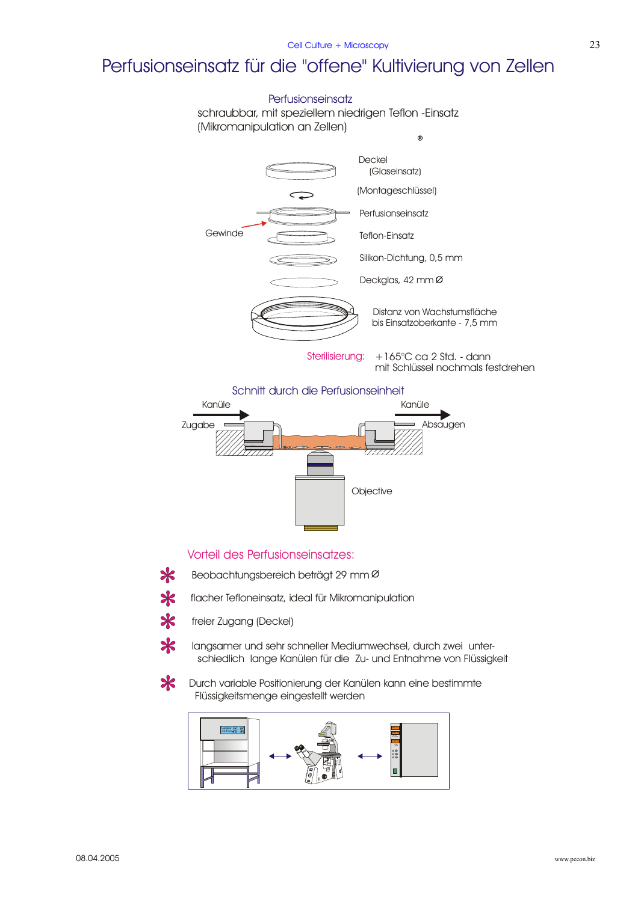# Perfusionseinsatz für die "offene" Kultivierung von Zellen

Perfusionseinsatz

schraubbar, mit speziellem niedrigen Teflon -Einsatz (Mikromanipulation an Zellen)

®

Deckel (Glaseinsatz)

(Montageschlüssel)

Perfusionseinsatz

Gewinde

Teflon-Einsatz

Silikon-Dichtung, 0,5 mm

Deckglas, 42 mm Ø

Distanz von Wachstumsfläche bis Einsatzoberkante - 7,5 mm

Sterilisierung: +165°C ca 2 Std. - dann mit Schlüssel nochmals festdrehen

## Schnitt durch die Perfusionseinheit

Kanüle

Zugabe

Kanüle

Absaugen

Objective

## Vorteil des Perfusionseinsatzes:

- Beobachtungsbereich beträgt 29 mm Ø
- flacher Tefloneinsatz, ideal für Mikromanipulation
- freier Zugang (Deckel)
- langsamer und sehr schneller Mediumwechsel, durch zwei unterschiedlich lange Kanülen für die Zu- und Entnahme von Flüssigkeit
- Durch variable Positionierung der Kanülen kann eine bestimmte Flüssigkeitsmenge eingestellt werden

08.04.2005

www.pecon.biz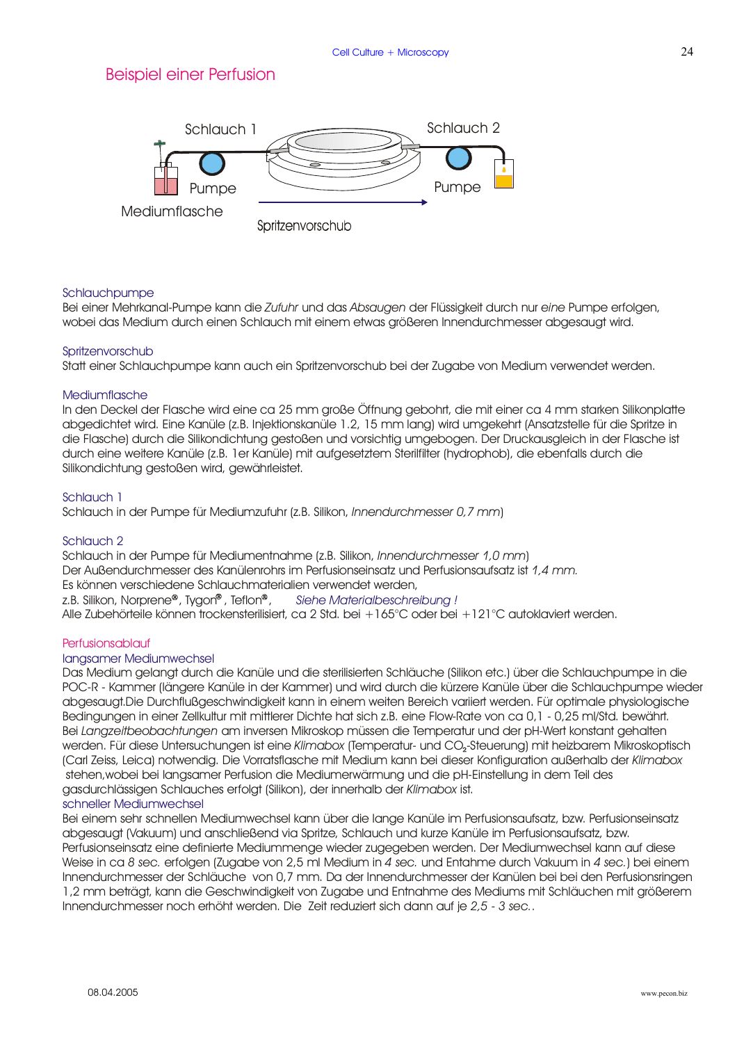# Beispiel einer Perfusion

Schlauch 1 | Schlauch 2 | Pumpe | Pumpe | Mediumflasche | Spritzenvorschub

### Schlauchpumpe

Bei einer Mehrkanal-Pumpe kann die *Zufuhr* und das *Absaugen* der Flüssigkeit durch nur *eine* Pumpe erfolgen, wobei das Medium durch einen Schlauch mit einem etwas größeren Innendurchmesser abgesaugt wird.

### Spritzenvorschub

Statt einer Schlauchpumpe kann auch ein Spritzenvorschub bei der Zugabe von Medium verwendet werden.

### Mediumflasche

In den Deckel der Flasche wird eine ca 25 mm große Öffnung gebohrt, die mit einer ca 4 mm starken Silikonplatte abgedichtet wird. Eine Kanüle (z.B. Injektionskanüle 1.2, 15 mm lang) wird umgekehrt (Ansatzstelle für die Spritze in die Flasche) durch die Silikondichtung gestoßen und vorsichtig umgebogen. Der Druckausgleich in der Flasche ist durch eine weitere Kanüle (z.B. 1er Kanüle) mit aufgesetztem Sterilfilter (hydrophob), die ebenfalls durch die Silikondichtung gestoßen wird, gewährleistet.

### Schlauch 1

Schlauch in der Pumpe für Mediumzufuhr (z.B. Silikon, *Innendurchmesser 0,7 mm*)

### Schlauch 2

Schlauch in der Pumpe für Mediumentnahme (z.B. Silikon, *Innendurchmesser 1,0 mm*)
Der Außendurchmesser des Kanülenrohrs im Perfusionseinsatz und Perfusionsaufsatz ist *1,4 mm.*
Es können verschiedene Schlauchmaterialien verwendet werden,
z.B. Silikon, Norprene®, Tygon®, Teflon®, *Siehe Materialbeschreibung !*
Alle Zubehörteile können trockensterilisiert, ca 2 Std. bei +165°C oder bei +121°C autoklaviert werden.

## Perfusionsablauf

### langsamer Mediumwechsel

Das Medium gelangt durch die Kanüle und die sterilisierten Schläuche (Silikon etc.) über die Schlauchpumpe in die POC-R - Kammer (längere Kanüle in der Kammer) und wird durch die kürzere Kanüle über die Schlauchpumpe wieder abgesaugt.Die Durchflußgeschwindigkeit kann in einem weiten Bereich variiert werden. Für optimale physiologische Bedingungen in einer Zellkultur mit mittlerer Dichte hat sich z.B. eine Flow-Rate von ca 0,1 - 0,25 ml/Std. bewährt.
Bei *Langzeitbeobachtungen* am inversen Mikroskop müssen die Temperatur und der pH-Wert konstant gehalten werden. Für diese Untersuchungen ist eine *Klimabox* (Temperatur- und $CO_2$-Steuerung) mit heizbarem Mikroskoptisch (Carl Zeiss, Leica) notwendig. Die Vorratsflasche mit Medium kann bei dieser Konfiguration außerhalb der *Klimabox* stehen,wobei bei langsamer Perfusion die Mediumerwärmung und die pH-Einstellung in dem Teil des gasdurchlässigen Schlauches erfolgt (Silikon), der innerhalb der *Klimabox* ist.

### schneller Mediumwechsel

Bei einem sehr schnellen Mediumwechsel kann über die lange Kanüle im Perfusionsaufsatz, bzw. Perfusionseinsatz abgesaugt (Vakuum) und anschließend via Spritze, Schlauch und kurze Kanüle im Perfusionsaufsatz, bzw. Perfusionseinsatz eine definierte Mediummenge wieder zugegeben werden. Der Mediumwechsel kann auf diese Weise in ca *8 sec.* erfolgen (Zugabe von 2,5 ml Medium in *4 sec.* und Entahme durch Vakuum in *4 sec.*) bei einem Innendurchmesser der Schläuche von 0,7 mm. Da der Innendurchmesser der Kanülen bei bei den Perfusionsringen 1,2 mm beträgt, kann die Geschwindigkeit von Zugabe und Entnahme des Mediums mit Schläuchen mit größerem Innendurchmesser noch erhöht werden. Die Zeit reduziert sich dann auf je *2,5 - 3 sec.*.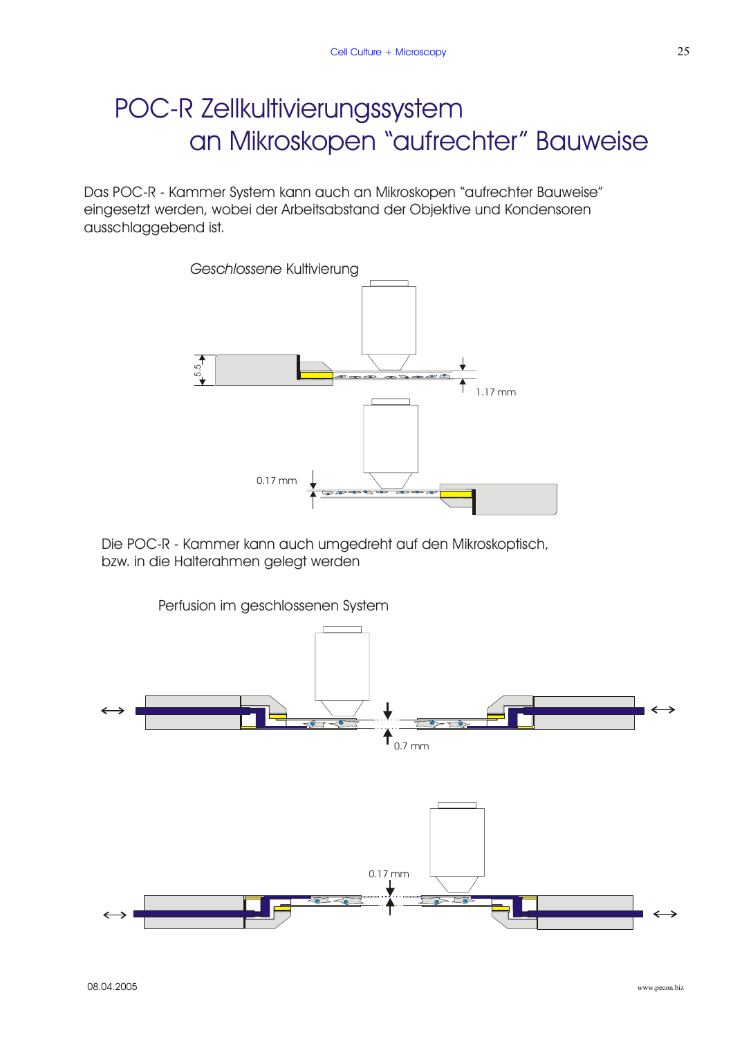# POC-R Zellkultivierungssystem an Mikroskopen "aufrechter" Bauweise

Das POC-R - Kammer System kann auch an Mikroskopen "aufrechter Bauweise" eingesetzt werden, wobei der Arbeitsabstand der Objektive und Kondensoren ausschlaggebend ist.

*Geschlossene* Kultivierung

5.5

1.17 mm

0.17 mm

Die POC-R - Kammer kann auch umgedreht auf den Mikroskoptisch, bzw. in die Halterahmen gelegt werden

Perfusion im geschlossenen System

0.7 mm

0.17 mm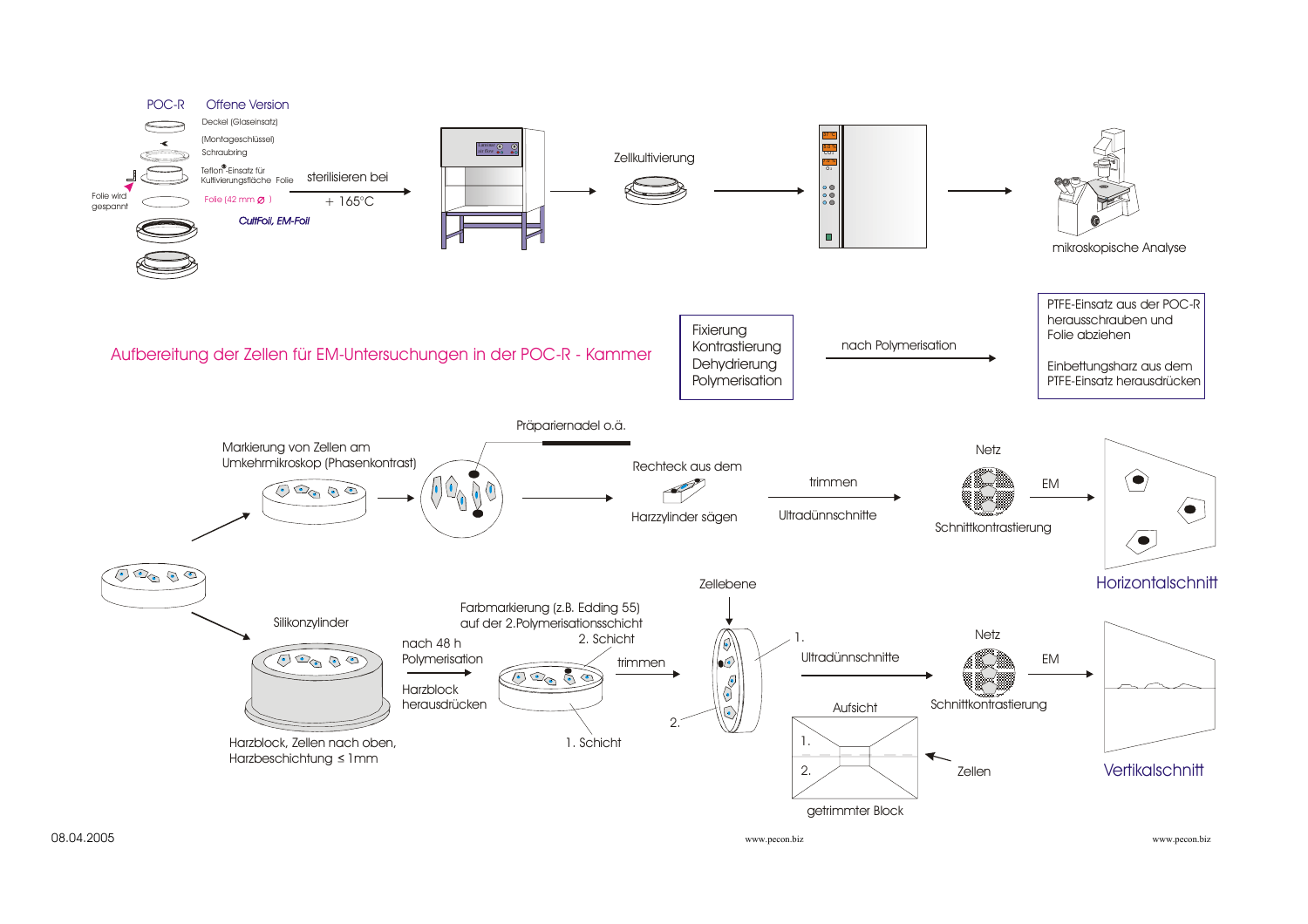POC-R Offene Version

Deckel (Glaseinsatz)

(Montageschlüssel)

Schraubring

Teflon®-Einsatz für Kultivierungsfläche Folie

Folie wird gespannt

Folie (42 mm ⌀ )

*CultFoil, EM-Foil*

sterilisieren bei + 165°C

Zellkultivierung

mikroskopische Analyse

## Aufbereitung der Zellen für EM-Untersuchungen in der POC-R - Kammer

Fixierung
Kontrastierung
Dehydrierung
Polymerisation

nach Polymerisation

PTFE-Einsatz aus der POC-R herausschrauben und Folie abziehen

Einbettungsharz aus dem PTFE-Einsatz herausdrücken

Markierung von Zellen am Umkehrmikroskop (Phasenkontrast)

Präpariernadel o.ä.

Rechteck aus dem Harzzylinder sägen

trimmen

Ultradünnschnitte

Netz

Schnittkontrastierung

EM

Horizontalschnitt

Silikonzylinder

Harzblock, Zellen nach oben, Harzbeschichtung ≤ 1mm

nach 48 h Polymerisation

Harzblock herausdrücken

Farbmarkierung (z.B. Edding 55) auf der 2.Polymerisationsschicht

2. Schicht

1. Schicht

trimmen

Zellebene

1.

2.

Ultradünnschnitte

Aufsicht

1.

2.

getrimmter Block

Zellen

Netz

Schnittkontrastierung

EM

Vertikalschnitt

08.04.2005

www.pecon.biz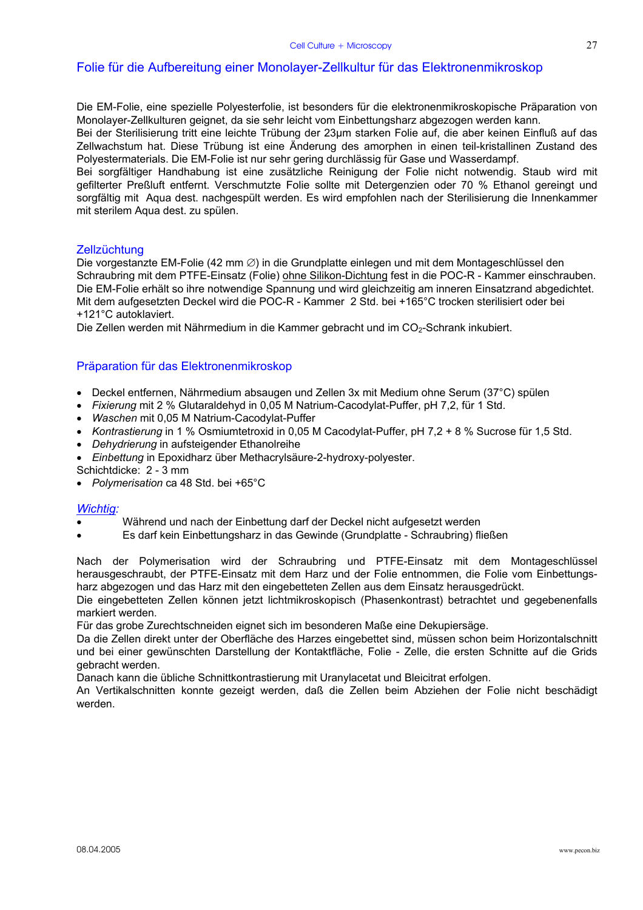## Folie für die Aufbereitung einer Monolayer-Zellkultur für das Elektronenmikroskop

Die EM-Folie, eine spezielle Polyesterfolie, ist besonders für die elektronenmikroskopische Präparation von Monolayer-Zellkulturen geeignet, da sie sehr leicht vom Einbettungsharz abgezogen werden kann.
Bei der Sterilisierung tritt eine leichte Trübung der 23µm starken Folie auf, die aber keinen Einfluß auf das Zellwachstum hat. Diese Trübung ist eine Änderung des amorphen in einen teil-kristallinen Zustand des Polyestermaterials. Die EM-Folie ist nur sehr gering durchlässig für Gase und Wasserdampf.
Bei sorgfältiger Handhabung ist eine zusätzliche Reinigung der Folie nicht notwendig. Staub wird mit gefilterter Preßluft entfernt. Verschmutzte Folie sollte mit Detergenzien oder 70 % Ethanol gereingt und sorgfältig mit Aqua dest. nachgespült werden. Es wird empfohlen nach der Sterilisierung die Innenkammer mit sterilem Aqua dest. zu spülen.

### Zellzüchtung

Die vorgestanzte EM-Folie (42 mm ∅) in die Grundplatte einlegen und mit dem Montageschlüssel den Schraubring mit dem PTFE-Einsatz (Folie) ohne Silikon-Dichtung fest in die POC-R - Kammer einschrauben.
Die EM-Folie erhält so ihre notwendige Spannung und wird gleichzeitig am inneren Einsatzrand abgedichtet.
Mit dem aufgesetzten Deckel wird die POC-R - Kammer 2 Std. bei +165°C trocken sterilisiert oder bei +121°C autoklaviert.
Die Zellen werden mit Nährmedium in die Kammer gebracht und im $CO_2$-Schrank inkubiert.

### Präparation für das Elektronenmikroskop

- Deckel entfernen, Nährmedium absaugen und Zellen 3x mit Medium ohne Serum (37°C) spülen
- *Fixierung* mit 2 % Glutaraldehyd in 0,05 M Natrium-Cacodylat-Puffer, pH 7,2, für 1 Std.
- *Waschen* mit 0,05 M Natrium-Cacodylat-Puffer
- *Kontrastierung* in 1 % Osmiumtetroxid in 0,05 M Cacodylat-Puffer, pH 7,2 + 8 % Sucrose für 1,5 Std.
- *Dehydrierung* in aufsteigender Ethanolreihe
- *Einbettung* in Epoxidharz über Methacrylsäure-2-hydroxy-polyester.

Schichtdicke: 2 - 3 mm

- *Polymerisation* ca 48 Std. bei +65°C

*Wichtig:*

- Während und nach der Einbettung darf der Deckel nicht aufgesetzt werden
- Es darf kein Einbettungsharz in das Gewinde (Grundplatte - Schraubring) fließen

Nach der Polymerisation wird der Schraubring und PTFE-Einsatz mit dem Montageschlüssel herausgeschraubt, der PTFE-Einsatz mit dem Harz und der Folie entnommen, die Folie vom Einbettungs-harz abgezogen und das Harz mit den eingebetteten Zellen aus dem Einsatz herausgedrückt.
Die eingebetteten Zellen können jetzt lichtmikroskopisch (Phasenkontrast) betrachtet und gegebenenfalls markiert werden.
Für das grobe Zurechtschneiden eignet sich im besonderen Maße eine Dekupiersäge.
Da die Zellen direkt unter der Oberfläche des Harzes eingebettet sind, müssen schon beim Horizontalschnitt und bei einer gewünschten Darstellung der Kontaktfläche, Folie - Zelle, die ersten Schnitte auf die Grids gebracht werden.
Danach kann die übliche Schnittkontrastierung mit Uranylacetat und Bleicitrat erfolgen.
An Vertikalschnitten konnte gezeigt werden, daß die Zellen beim Abziehen der Folie nicht beschädigt werden.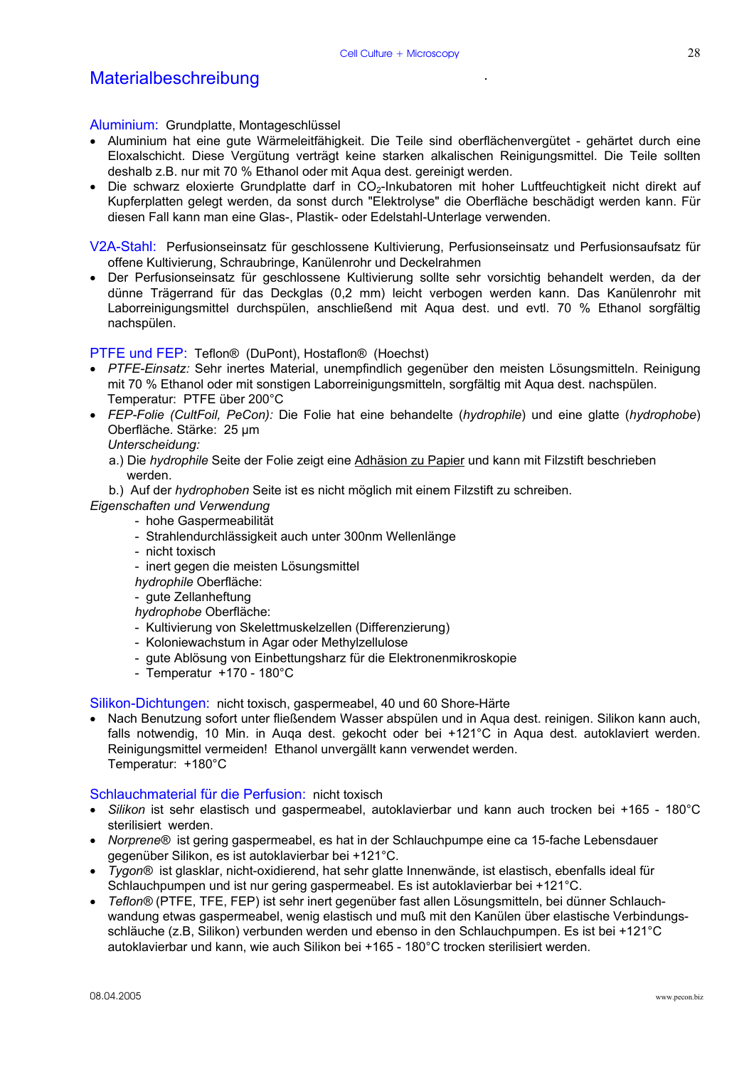# Materialbeschreibung

**Aluminium:** Grundplatte, Montageschlüssel

- Aluminium hat eine gute Wärmeleitfähigkeit. Die Teile sind oberflächenvergütet - gehärtet durch eine Eloxalschicht. Diese Vergütung verträgt keine starken alkalischen Reinigungsmittel. Die Teile sollten deshalb z.B. nur mit 70 % Ethanol oder mit Aqua dest. gereinigt werden.
- Die schwarz eloxierte Grundplatte darf in $CO_2$-Inkubatoren mit hoher Luftfeuchtigkeit nicht direkt auf Kupferplatten gelegt werden, da sonst durch "Elektrolyse" die Oberfläche beschädigt werden kann. Für diesen Fall kann man eine Glas-, Plastik- oder Edelstahl-Unterlage verwenden.

**V2A-Stahl:** Perfusionseinsatz für geschlossene Kultivierung, Perfusionseinsatz und Perfusionsaufsatz für offene Kultivierung, Schraubringe, Kanülenrohr und Deckelrahmen

- Der Perfusionseinsatz für geschlossene Kultivierung sollte sehr vorsichtig behandelt werden, da der dünne Trägerrand für das Deckglas (0,2 mm) leicht verbogen werden kann. Das Kanülenrohr mit Laborreinigungsmittel durchspülen, anschließend mit Aqua dest. und evtl. 70 % Ethanol sorgfältig nachspülen.

**PTFE und FEP:** Teflon® (DuPont), Hostaflon® (Hoechst)

- *PTFE-Einsatz:* Sehr inertes Material, unempfindlich gegenüber den meisten Lösungsmitteln. Reinigung mit 70 % Ethanol oder mit sonstigen Laborreinigungsmitteln, sorgfältig mit Aqua dest. nachspülen.
  Temperatur: PTFE über 200°C
- *FEP-Folie (CultFoil, PeCon):* Die Folie hat eine behandelte (*hydrophile*) und eine glatte (*hydrophobe*) Oberfläche. Stärke: 25 µm
  *Unterscheidung:*
  a.) Die *hydrophile* Seite der Folie zeigt eine Adhäsion zu Papier und kann mit Filzstift beschrieben werden.
  b.) Auf der *hydrophoben* Seite ist es nicht möglich mit einem Filzstift zu schreiben.

*Eigenschaften und Verwendung*

- hohe Gaspermeabilität
- Strahlendurchlässigkeit auch unter 300nm Wellenlänge
- nicht toxisch
- inert gegen die meisten Lösungsmittel

*hydrophile* Oberfläche:
- gute Zellanheftung

*hydrophobe* Oberfläche:
- Kultivierung von Skelettmuskelzellen (Differenzierung)
- Koloniewachstum in Agar oder Methylzellulose
- gute Ablösung von Einbettungsharz für die Elektronenmikroskopie
- Temperatur +170 - 180°C

**Silikon-Dichtungen:** nicht toxisch, gaspermeabel, 40 und 60 Shore-Härte

- Nach Benutzung sofort unter fließendem Wasser abspülen und in Aqua dest. reinigen. Silikon kann auch, falls notwendig, 10 Min. in Auqa dest. gekocht oder bei +121°C in Aqua dest. autoklaviert werden. Reinigungsmittel vermeiden! Ethanol unvergällt kann verwendet werden.
  Temperatur: +180°C

**Schlauchmaterial für die Perfusion:** nicht toxisch

- *Silikon* ist sehr elastisch und gaspermeabel, autoklavierbar und kann auch trocken bei +165 - 180°C sterilisiert werden.
- *Norprene®* ist gering gaspermeabel, es hat in der Schlauchpumpe eine ca 15-fache Lebensdauer gegenüber Silikon, es ist autoklavierbar bei +121°C.
- *Tygon®* ist glasklar, nicht-oxidierend, hat sehr glatte Innenwände, ist elastisch, ebenfalls ideal für Schlauchpumpen und ist nur gering gaspermeabel. Es ist autoklavierbar bei +121°C.
- *Teflon®* (PTFE, TFE, FEP) ist sehr inert gegenüber fast allen Lösungsmitteln, bei dünner Schlauchwandung etwas gaspermeabel, wenig elastisch und muß mit den Kanülen über elastische Verbindungsschläuche (z.B, Silikon) verbunden werden und ebenso in den Schlauchpumpen. Es ist bei +121°C autoklavierbar und kann, wie auch Silikon bei +165 - 180°C trocken sterilisiert werden.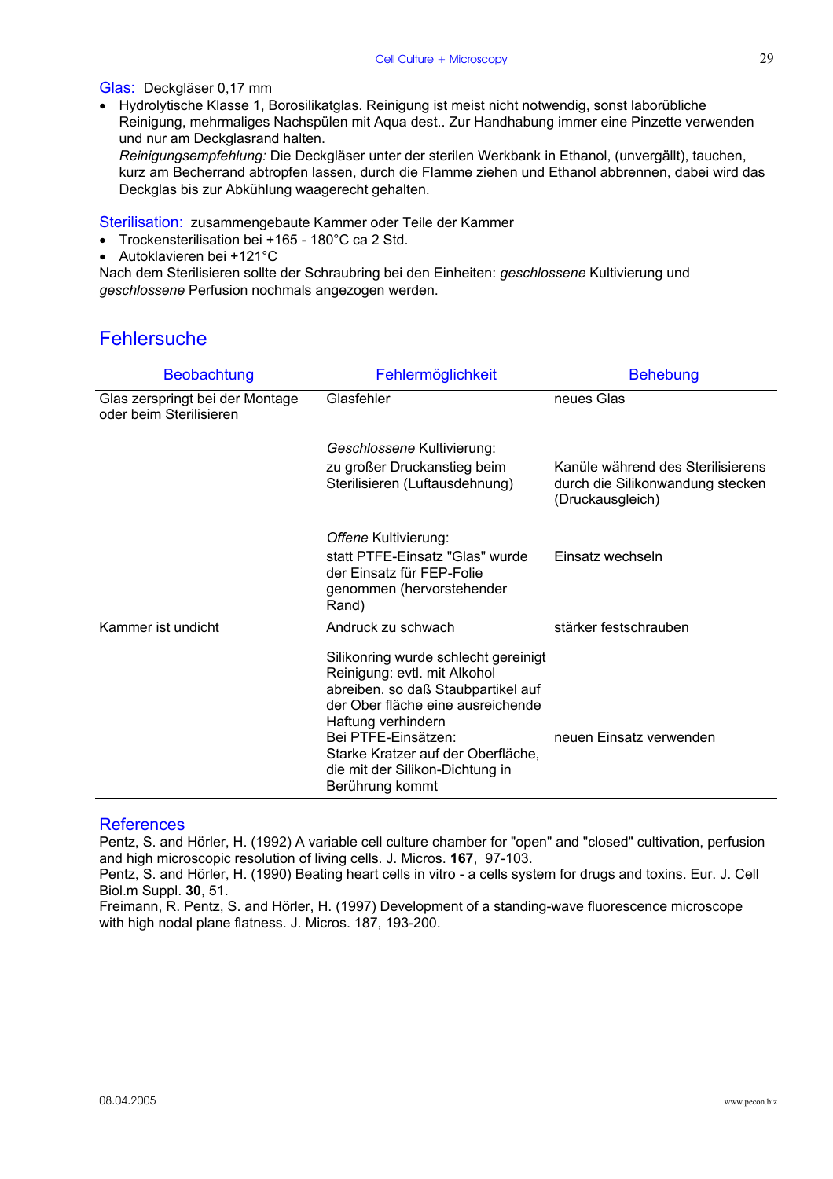Glas: Deckgläser 0,17 mm

- Hydrolytische Klasse 1, Borosilikatglas. Reinigung ist meist nicht notwendig, sonst laborübliche Reinigung, mehrmaliges Nachspülen mit Aqua dest.. Zur Handhabung immer eine Pinzette verwenden und nur am Deckglasrand halten.
  *Reinigungsempfehlung:* Die Deckgläser unter der sterilen Werkbank in Ethanol, (unvergällt), tauchen, kurz am Becherrand abtropfen lassen, durch die Flamme ziehen und Ethanol abbrennen, dabei wird das Deckglas bis zur Abkühlung waagerecht gehalten.

Sterilisation: zusammengebaute Kammer oder Teile der Kammer

- Trockensterilisation bei +165 - 180°C ca 2 Std.
- Autoklavieren bei +121°C

Nach dem Sterilisieren sollte der Schraubring bei den Einheiten: *geschlossene* Kultivierung und *geschlossene* Perfusion nochmals angezogen werden.

## Fehlersuche

| Beobachtung | Fehlermöglichkeit | Behebung |
|---|---|---|
| Glas zerspringt bei der Montage oder beim Sterilisieren | Glasfehler | neues Glas |
| | *Geschlossene* Kultivierung: zu großer Druckanstieg beim Sterilisieren (Luftausdehnung) | Kanüle während des Sterilisierens durch die Silikonwandung stecken (Druckausgleich) |
| | *Offene* Kultivierung: statt PTFE-Einsatz "Glas" wurde der Einsatz für FEP-Folie genommen (hervorstehender Rand) | Einsatz wechseln |
| Kammer ist undicht | Andruck zu schwach | stärker festschrauben |
| | Silikonring wurde schlecht gereinigt Reinigung: evtl. mit Alkohol abreiben. so daß Staubpartikel auf der Ober fläche eine ausreichende Haftung verhindern | |
| | Bei PTFE-Einsätzen: Starke Kratzer auf der Oberfläche, die mit der Silikon-Dichtung in Berührung kommt | neuen Einsatz verwenden |

### References

Pentz, S. and Hörler, H. (1992) A variable cell culture chamber for "open" and "closed" cultivation, perfusion and high microscopic resolution of living cells. J. Micros. **167**, 97-103.
Pentz, S. and Hörler, H. (1990) Beating heart cells in vitro - a cells system for drugs and toxins. Eur. J. Cell Biol.m Suppl. **30**, 51.
Freimann, R. Pentz, S. and Hörler, H. (1997) Development of a standing-wave fluorescence microscope with high nodal plane flatness. J. Micros. 187, 193-200.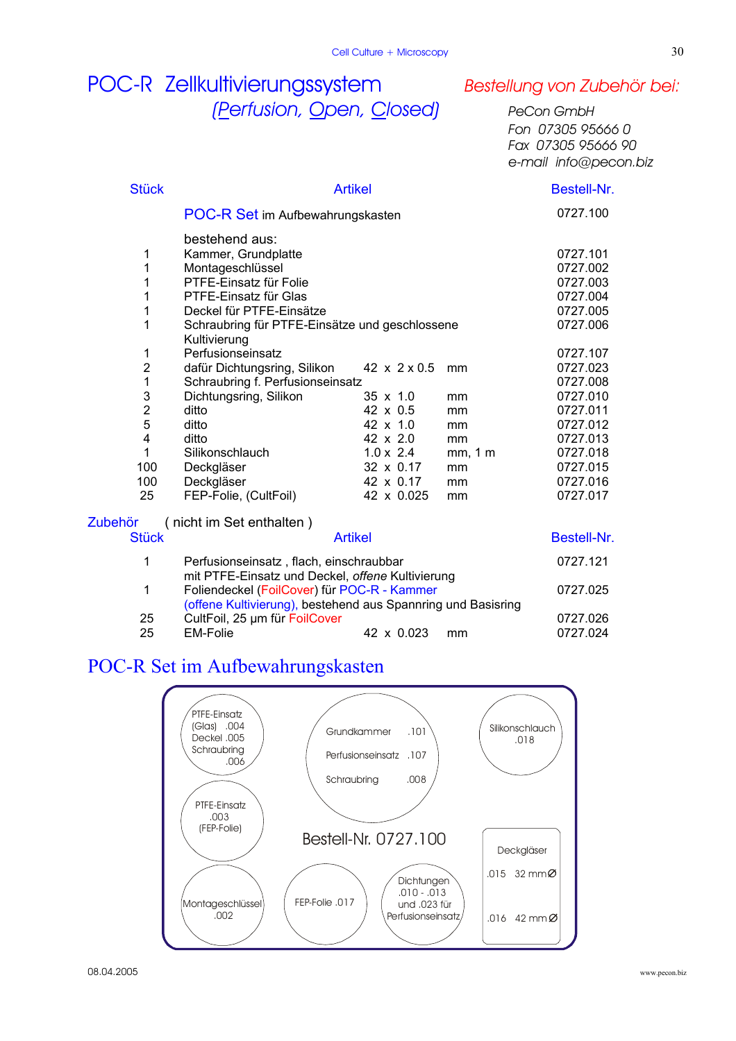# POC-R Zellkultivierungssystem

## (Perfusion, Open, Closed)

*Bestellung von Zubehör bei:*

*PeCon GmbH*
*Fon 07305 95666 0*
*Fax 07305 95666 90*
*e-mail info@pecon.biz*

| Stück | Artikel | | | Bestell-Nr. |
|---|---|---|---|---|
| | **POC-R Set** im Aufbewahrungskasten | | | 0727.100 |
| | bestehend aus: | | | |
| 1 | Kammer, Grundplatte | | | 0727.101 |
| 1 | Montageschlüssel | | | 0727.002 |
| 1 | PTFE-Einsatz für Folie | | | 0727.003 |
| 1 | PTFE-Einsatz für Glas | | | 0727.004 |
| 1 | Deckel für PTFE-Einsätze | | | 0727.005 |
| 1 | Schraubring für PTFE-Einsätze und geschlossene Kultivierung | | | 0727.006 |
| 1 | Perfusionseinsatz | | | 0727.107 |
| 2 | dafür Dichtungsring, Silikon | 42 x 2 x 0.5 | mm | 0727.023 |
| 1 | Schraubring f. Perfusionseinsatz | | | 0727.008 |
| 3 | Dichtungsring, Silikon | 35 x 1.0 | mm | 0727.010 |
| 2 | ditto | 42 x 0.5 | mm | 0727.011 |
| 5 | ditto | 42 x 1.0 | mm | 0727.012 |
| 4 | ditto | 42 x 2.0 | mm | 0727.013 |
| 1 | Silikonschlauch | 1.0 x 2.4 | mm, 1 m | 0727.018 |
| 100 | Deckgläser | 32 x 0.17 | mm | 0727.015 |
| 100 | Deckgläser | 42 x 0.17 | mm | 0727.016 |
| 25 | FEP-Folie, (CultFoil) | 42 x 0.025 | mm | 0727.017 |

Zubehör ( nicht im Set enthalten )

| Stück | Artikel | | | Bestell-Nr. |
|---|---|---|---|---|
| 1 | Perfusionseinsatz , flach, einschraubbar mit PTFE-Einsatz und Deckel, *offene* Kultivierung | | | 0727.121 |
| 1 | Foliendeckel (FoilCover) für POC-R - Kammer (offene Kultivierung), bestehend aus Spannring und Basisring | | | 0727.025 |
| 25 | CultFoil, 25 µm für FoilCover | | | 0727.026 |
| 25 | EM-Folie | 42 x 0.023 | mm | 0727.024 |

## POC-R Set im Aufbewahrungskasten

PTFE-Einsatz (Glas) .004
Deckel .005
Schraubring .006

Grundkammer .101
Perfusionseinsatz .107
Schraubring .008

Silikonschlauch .018

PTFE-Einsatz .003 (FEP-Folie)

Bestell-Nr. 0727.100

Deckgläser
.015 32 mm∅
.016 42 mm∅

Montageschlüssel .002

FEP-Folie .017

Dichtungen .010 - .013 und .023 für Perfusionseinsatz

08.04.2005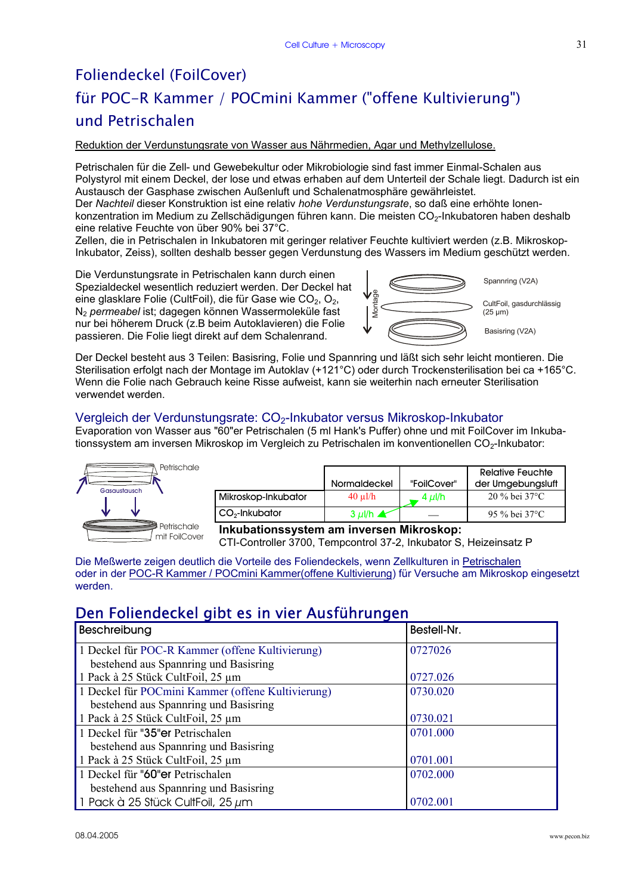# Foliendeckel (FoilCover)

# für POC-R Kammer / POCmini Kammer ("offene Kultivierung") und Petrischalen

Reduktion der Verdunstungsrate von Wasser aus Nährmedien, Agar und Methylzellulose.

Petrischalen für die Zell- und Gewebekultur oder Mikrobiologie sind fast immer Einmal-Schalen aus Polystyrol mit einem Deckel, der lose und etwas erhaben auf dem Unterteil der Schale liegt. Dadurch ist ein Austausch der Gasphase zwischen Außenluft und Schalenatmosphäre gewährleistet.
Der *Nachteil* dieser Konstruktion ist eine relativ *hohe Verdunstungsrate*, so daß eine erhöhte Ionen-konzentration im Medium zu Zellschädigungen führen kann. Die meisten $CO_2$-Inkubatoren haben deshalb eine relative Feuchte von über 90% bei 37°C.
Zellen, die in Petrischalen in Inkubatoren mit geringer relativer Feuchte kultiviert werden (z.B. Mikroskop-Inkubator, Zeiss), sollten deshalb besser gegen Verdunstung des Wassers im Medium geschützt werden.

Die Verdunstungsrate in Petrischalen kann durch einen Spezialdeckel wesentlich reduziert werden. Der Deckel hat eine glasklare Folie (CultFoil), die für Gase wie $CO_2$, $O_2$, $N_2$ *permeabel* ist; dagegen können Wassermoleküle fast nur bei höherem Druck (z.B beim Autoklavieren) die Folie passieren. Die Folie liegt direkt auf dem Schalenrand.

Montage: Spannring (V2A) – CultFoil, gasdurchlässig (25 µm) – Basisring (V2A)

Der Deckel besteht aus 3 Teilen: Basisring, Folie und Spannring und läßt sich sehr leicht montieren. Die Sterilisation erfolgt nach der Montage im Autoklav (+121°C) oder durch Trockensterilisation bei ca +165°C. Wenn die Folie nach Gebrauch keine Risse aufweist, kann sie weiterhin nach erneuter Sterilisation verwendet werden.

## Vergleich der Verdunstungsrate: $CO_2$-Inkubator versus Mikroskop-Inkubator

Evaporation von Wasser aus "60"er Petrischalen (5 ml Hank's Puffer) ohne und mit FoilCover im Inkubationssystem am inversen Mikroskop im Vergleich zu Petrischalen im konventionellen $CO_2$-Inkubator:

Petrischale – Gasaustausch – Petrischale mit FoilCover

| | Normaldeckel | "FoilCover" | Relative Feuchte der Umgebungsluft |
|---|---|---|---|
| Mikroskop-Inkubator | 40 µl/h | 4 µl/h | 20 % bei 37°C |
| $CO_2$-Inkubator | 3 µl/h | — | 95 % bei 37°C |

**Inkubationssystem am inversen Mikroskop:**
CTI-Controller 3700, Tempcontrol 37-2, Inkubator S, Heizeinsatz P

Die Meßwerte zeigen deutlich die Vorteile des Foliendeckels, wenn Zellkulturen in Petrischalen oder in der POC-R Kammer / POCmini Kammer(offene Kultivierung) für Versuche am Mikroskop eingesetzt werden.

## Den Foliendeckel gibt es in vier Ausführungen

| Beschreibung | Bestell-Nr. |
|---|---|
| 1 Deckel für POC-R Kammer (offene Kultivierung)<br>bestehend aus Spannring und Basisring | 0727026 |
| 1 Pack à 25 Stück CultFoil, 25 µm | 0727.026 |
| 1 Deckel für POCmini Kammer (offene Kultivierung)<br>bestehend aus Spannring und Basisring | 0730.020 |
| 1 Pack à 25 Stück CultFoil, 25 µm | 0730.021 |
| 1 Deckel für "35"er Petrischalen<br>bestehend aus Spannring und Basisring | 0701.000 |
| 1 Pack à 25 Stück CultFoil, 25 µm | 0701.001 |
| 1 Deckel für "60"er Petrischalen<br>bestehend aus Spannring und Basisring | 0702.000 |
| 1 Pack à 25 Stück CultFoil, 25 µm | 0702.001 |

08.04.2005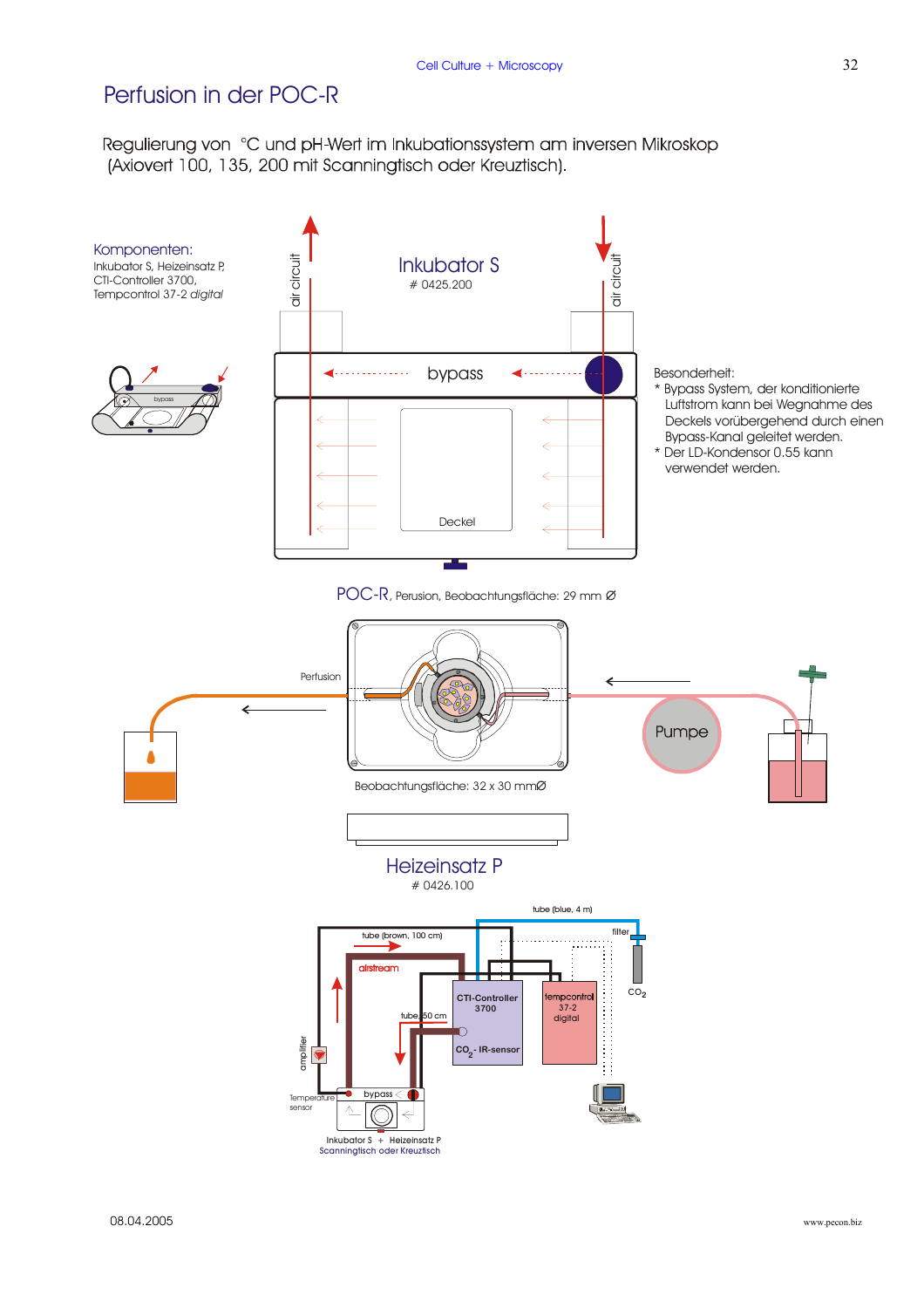# Perfusion in der POC-R

Regulierung von °C und pH-Wert im Inkubationssystem am inversen Mikroskop (Axiovert 100, 135, 200 mit Scanningtisch oder Kreuztisch).

**Komponenten:**
Inkubator S, Heizeinsatz P,
CTI-Controller 3700,
Tempcontrol 37-2 *digital*

Inkubator S
# 0425.200

air circuit

bypass

Deckel

Besonderheit:
* Bypass System, der konditionierte Luftstrom kann bei Wegnahme des Deckels vorübergehend durch einen Bypass-Kanal geleitet werden.
* Der LD-Kondensor 0.55 kann verwendet werden.

POC-R, Perusion, Beobachtungsfläche: 29 mm Ø

Perfusion

Pumpe

Beobachtungsfläche: 32 x 30 mmØ

Heizeinsatz P
# 0426.100

tube (blue, 4 m)
tube (brown, 100 cm)
filter
airstream
$CO_2$
CTI-Controller 3700
tempcontrol 37-2 digital
tube 50 cm
$CO_2$ - IR-sensor
amplifier
Temperature sensor
bypass
Inkubator S + Heizeinsatz P
Scanningtisch oder Kreuztisch

08.04.2005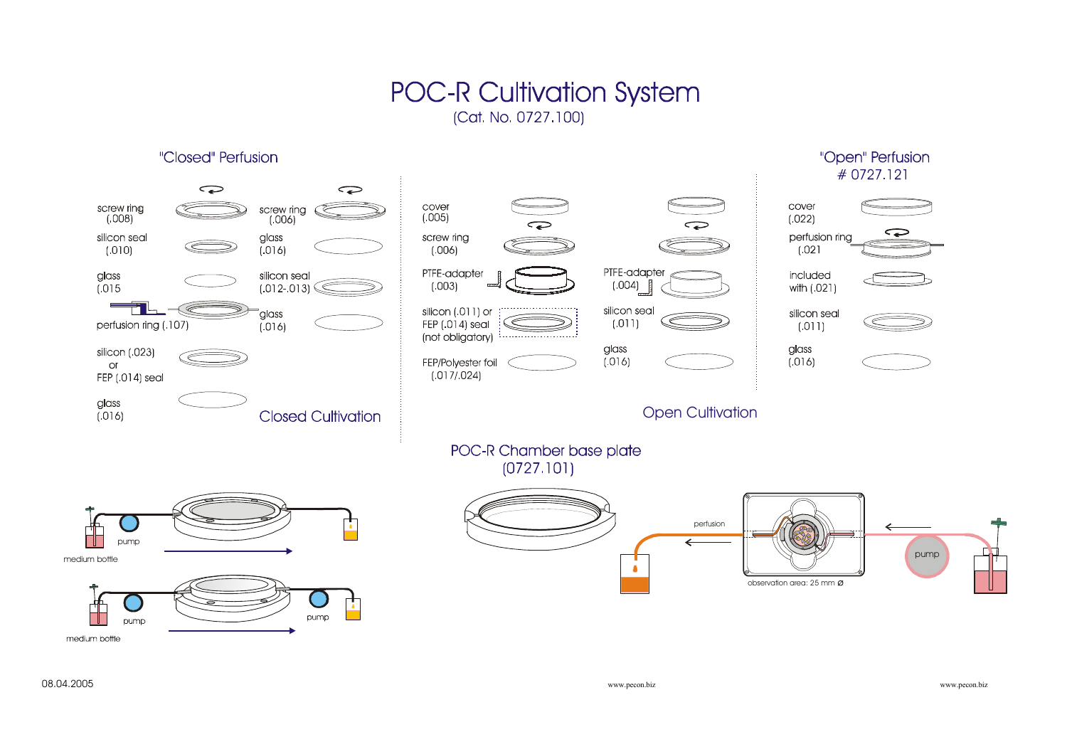# POC-R Cultivation System

(Cat. No. 0727.100)

## "Closed" Perfusion

screw ring (.008)

silicon seal (.010)

glass (.015

perfusion ring (.107)

silicon (.023) or FEP (.014) seal

glass (.016)

screw ring (.006)

glass (.016)

silicon seal (.012-.013)

glass (.016)

Closed Cultivation

cover (.005)

screw ring (.006)

PTFE-adapter (.003)

silicon (.011) or FEP (.014) seal (not obligatory)

FEP/Polyester foil (.017/.024)

PTFE-adapter (.004)

silicon seal (.011)

glass (.016)

Open Cultivation

## "Open" Perfusion

# 0727.121

cover (.022)

perfusion ring (.021

included with (.021)

silicon seal (.011)

glass (.016)

## POC-R Chamber base plate

(0727.101)

pump

medium bottle

pump

pump

medium bottle

perfusion

observation area: 25 mm Ø

pump

08.04.2005